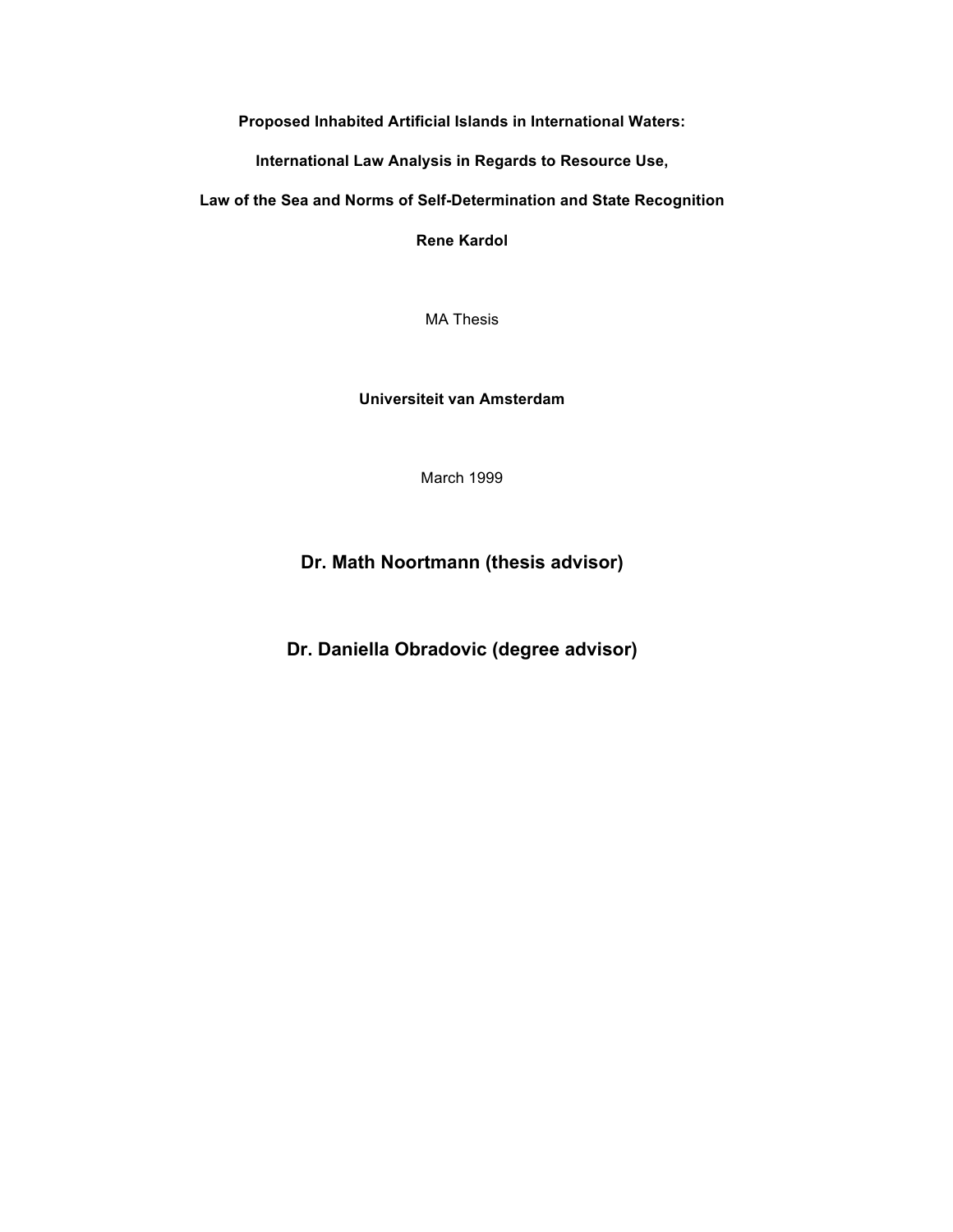**Proposed Inhabited Artificial Islands in International Waters:**

**International Law Analysis in Regards to Resource Use,**

**Law of the Sea and Norms of Self-Determination and State Recognition**

**Rene Kardol**

MA Thesis

**Universiteit van Amsterdam**

March 1999

**Dr. Math Noortmann (thesis advisor)**

**Dr. Daniella Obradovic (degree advisor)**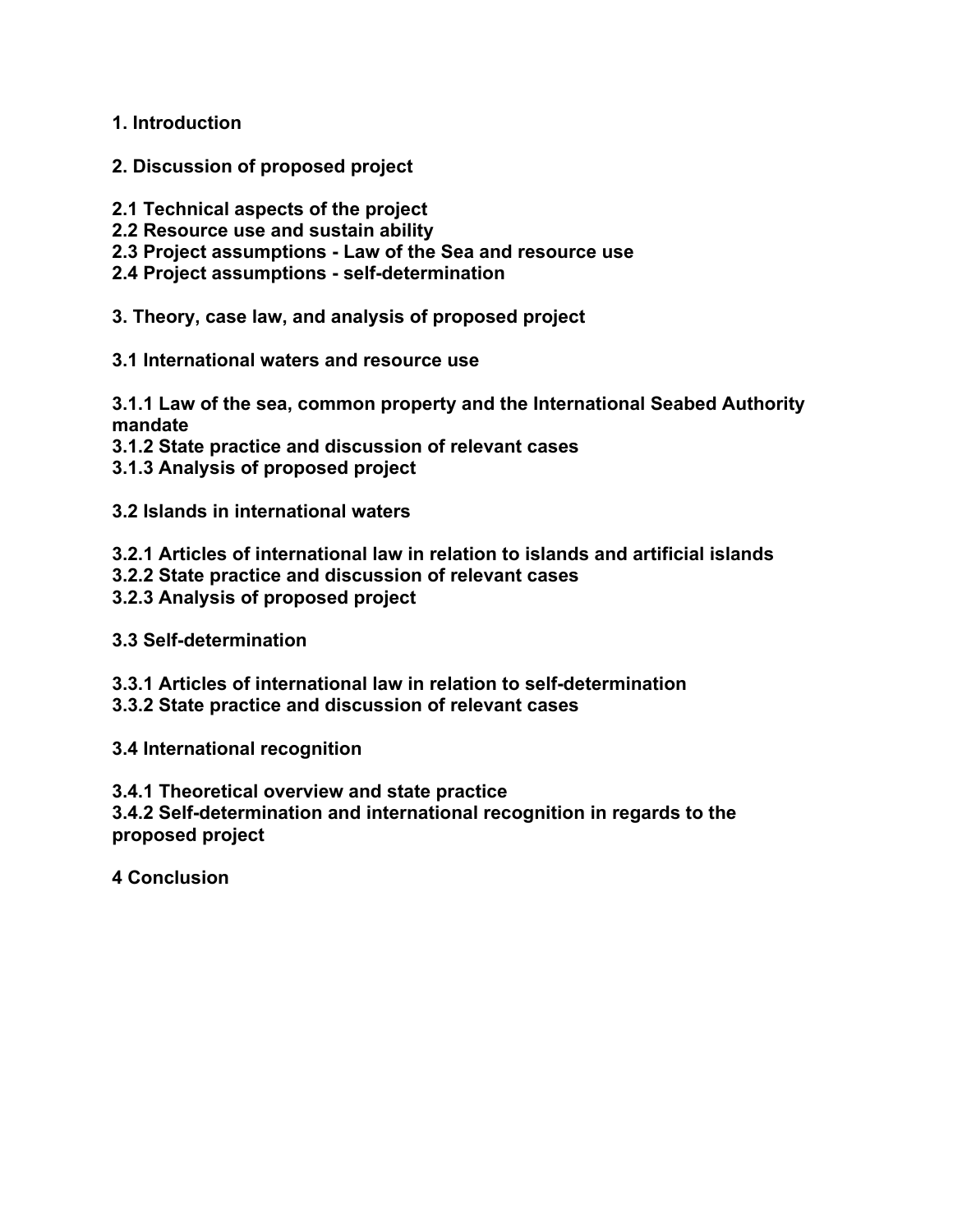**1. Introduction**

**2. Discussion of proposed project**

**2.1 Technical aspects of the project**
**2.2 Resource use and sustain ability**
**2.3 Project assumptions - Law of the Sea and resource use**
**2.4 Project assumptions - self-determination**

**3. Theory, case law, and analysis of proposed project**

**3.1 International waters and resource use**

**3.1.1 Law of the sea, common property and the International Seabed Authority mandate**
**3.1.2 State practice and discussion of relevant cases**
**3.1.3 Analysis of proposed project**

**3.2 Islands in international waters**

**3.2.1 Articles of international law in relation to islands and artificial islands**
**3.2.2 State practice and discussion of relevant cases**
**3.2.3 Analysis of proposed project**

**3.3 Self-determination**

**3.3.1 Articles of international law in relation to self-determination**
**3.3.2 State practice and discussion of relevant cases**

**3.4 International recognition**

**3.4.1 Theoretical overview and state practice**
**3.4.2 Self-determination and international recognition in regards to the proposed project**

**4 Conclusion**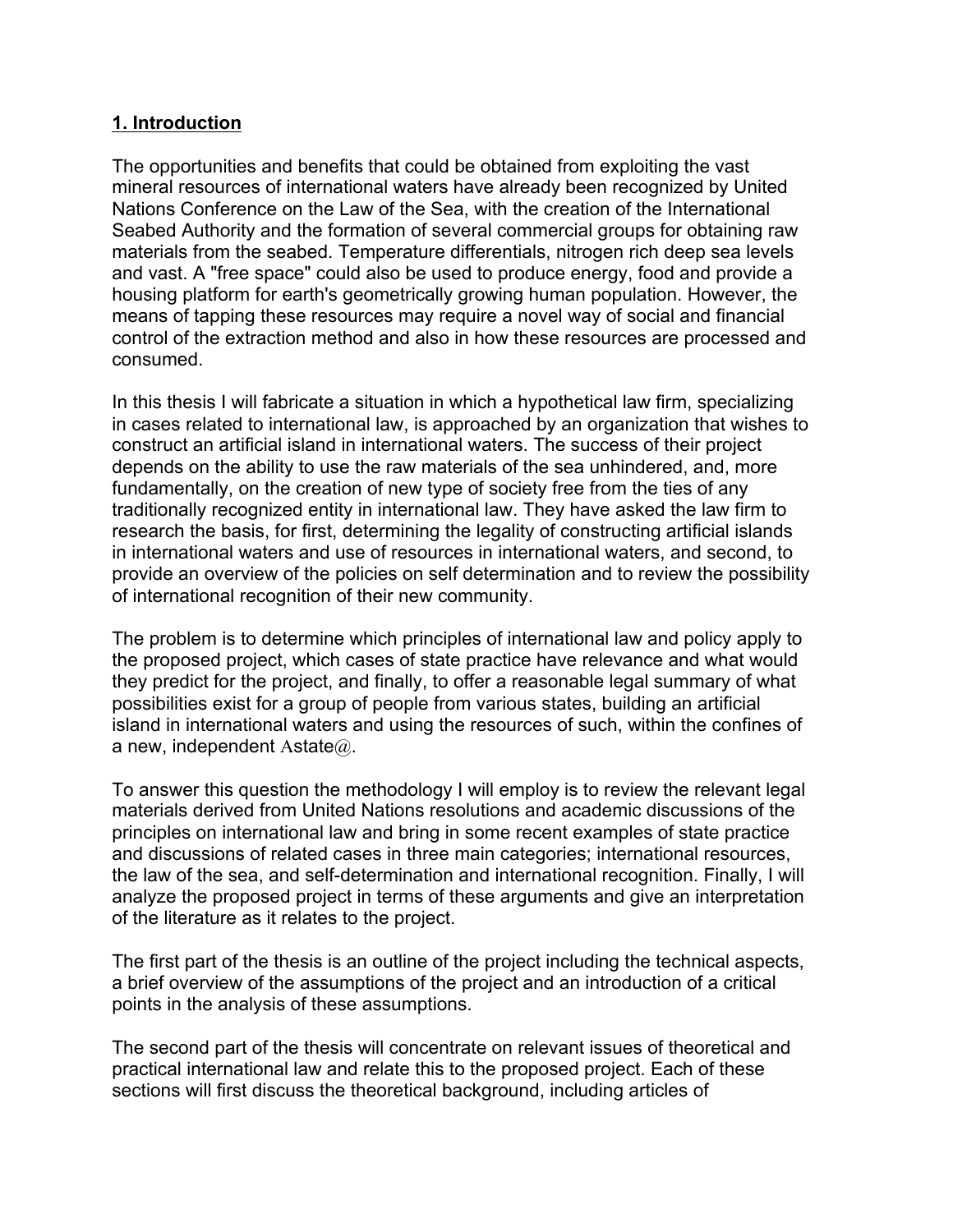## 1. Introduction

The opportunities and benefits that could be obtained from exploiting the vast mineral resources of international waters have already been recognized by United Nations Conference on the Law of the Sea, with the creation of the International Seabed Authority and the formation of several commercial groups for obtaining raw materials from the seabed. Temperature differentials, nitrogen rich deep sea levels and vast. A "free space" could also be used to produce energy, food and provide a housing platform for earth's geometrically growing human population. However, the means of tapping these resources may require a novel way of social and financial control of the extraction method and also in how these resources are processed and consumed.

In this thesis I will fabricate a situation in which a hypothetical law firm, specializing in cases related to international law, is approached by an organization that wishes to construct an artificial island in international waters. The success of their project depends on the ability to use the raw materials of the sea unhindered, and, more fundamentally, on the creation of new type of society free from the ties of any traditionally recognized entity in international law. They have asked the law firm to research the basis, for first, determining the legality of constructing artificial islands in international waters and use of resources in international waters, and second, to provide an overview of the policies on self determination and to review the possibility of international recognition of their new community.

The problem is to determine which principles of international law and policy apply to the proposed project, which cases of state practice have relevance and what would they predict for the project, and finally, to offer a reasonable legal summary of what possibilities exist for a group of people from various states, building an artificial island in international waters and using the resources of such, within the confines of a new, independent Astate@.

To answer this question the methodology I will employ is to review the relevant legal materials derived from United Nations resolutions and academic discussions of the principles on international law and bring in some recent examples of state practice and discussions of related cases in three main categories; international resources, the law of the sea, and self-determination and international recognition. Finally, I will analyze the proposed project in terms of these arguments and give an interpretation of the literature as it relates to the project.

The first part of the thesis is an outline of the project including the technical aspects, a brief overview of the assumptions of the project and an introduction of a critical points in the analysis of these assumptions.

The second part of the thesis will concentrate on relevant issues of theoretical and practical international law and relate this to the proposed project. Each of these sections will first discuss the theoretical background, including articles of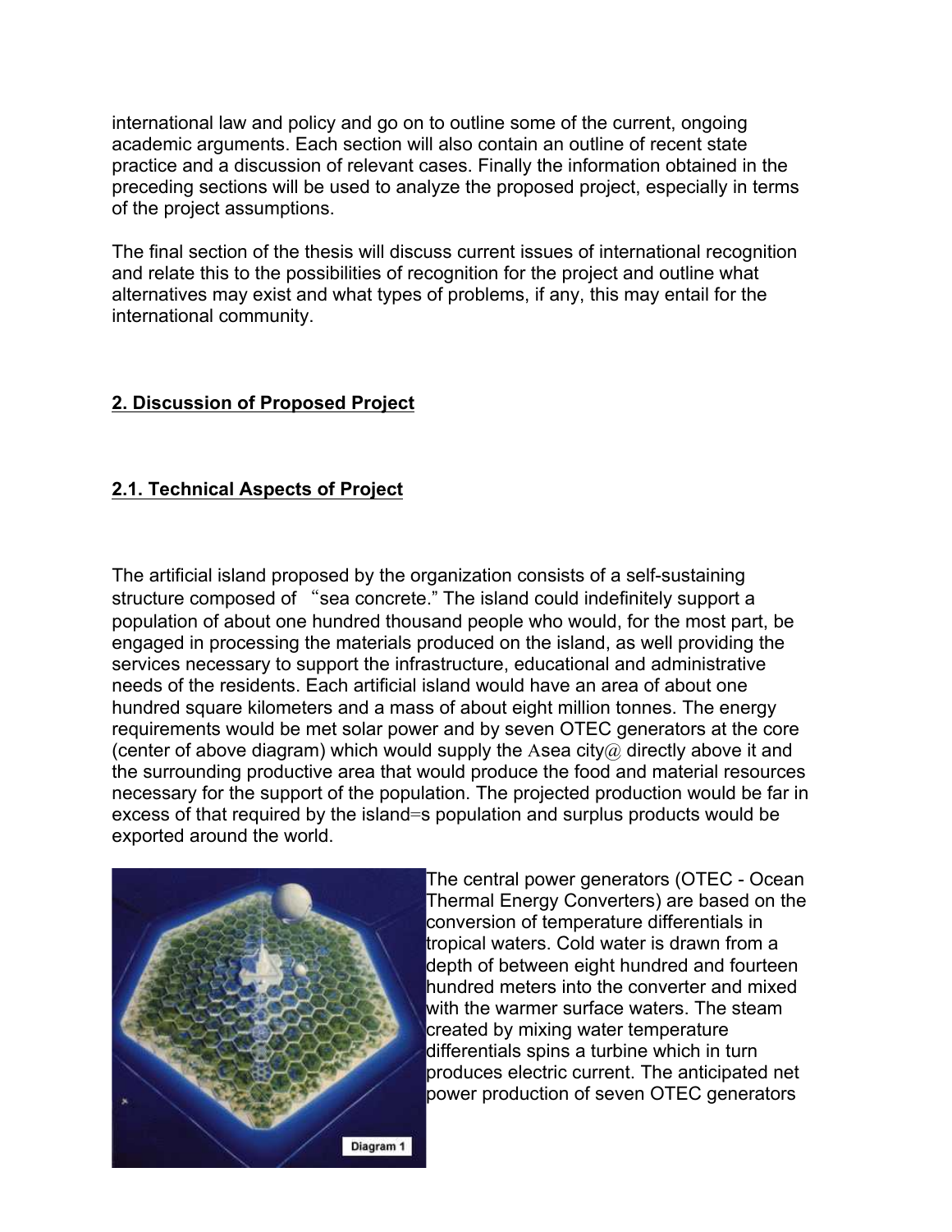international law and policy and go on to outline some of the current, ongoing academic arguments. Each section will also contain an outline of recent state practice and a discussion of relevant cases. Finally the information obtained in the preceding sections will be used to analyze the proposed project, especially in terms of the project assumptions.

The final section of the thesis will discuss current issues of international recognition and relate this to the possibilities of recognition for the project and outline what alternatives may exist and what types of problems, if any, this may entail for the international community.

## 2. Discussion of Proposed Project

### 2.1. Technical Aspects of Project

The artificial island proposed by the organization consists of a self-sustaining structure composed of "sea concrete." The island could indefinitely support a population of about one hundred thousand people who would, for the most part, be engaged in processing the materials produced on the island, as well providing the services necessary to support the infrastructure, educational and administrative needs of the residents. Each artificial island would have an area of about one hundred square kilometers and a mass of about eight million tonnes. The energy requirements would be met solar power and by seven OTEC generators at the core (center of above diagram) which would supply the Asea city@ directly above it and the surrounding productive area that would produce the food and material resources necessary for the support of the population. The projected production would be far in excess of that required by the island=s population and surplus products would be exported around the world.

Diagram 1

The central power generators (OTEC - Ocean Thermal Energy Converters) are based on the conversion of temperature differentials in tropical waters. Cold water is drawn from a depth of between eight hundred and fourteen hundred meters into the converter and mixed with the warmer surface waters. The steam created by mixing water temperature differentials spins a turbine which in turn produces electric current. The anticipated net power production of seven OTEC generators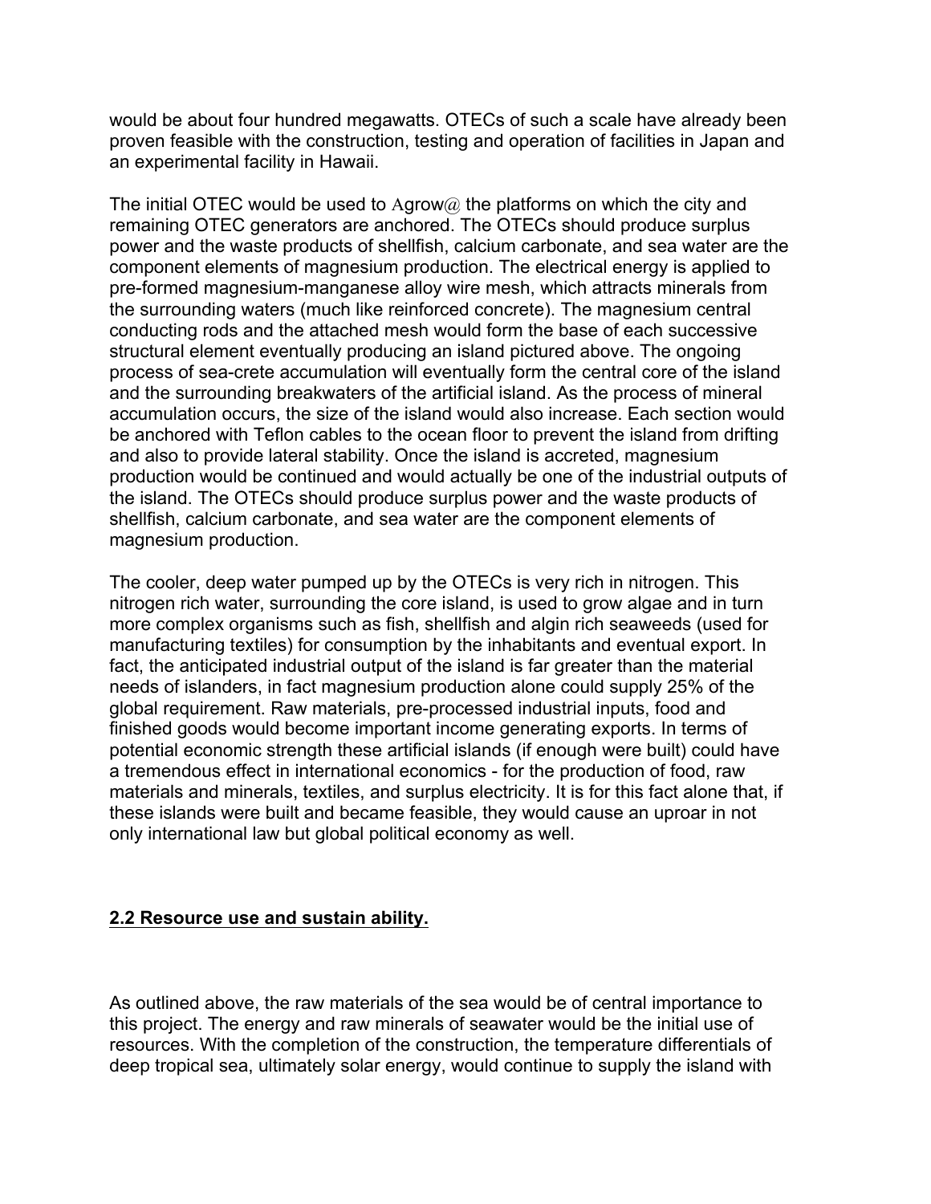would be about four hundred megawatts. OTECs of such a scale have already been proven feasible with the construction, testing and operation of facilities in Japan and an experimental facility in Hawaii.

The initial OTEC would be used to Agrow@ the platforms on which the city and remaining OTEC generators are anchored. The OTECs should produce surplus power and the waste products of shellfish, calcium carbonate, and sea water are the component elements of magnesium production. The electrical energy is applied to pre-formed magnesium-manganese alloy wire mesh, which attracts minerals from the surrounding waters (much like reinforced concrete). The magnesium central conducting rods and the attached mesh would form the base of each successive structural element eventually producing an island pictured above. The ongoing process of sea-crete accumulation will eventually form the central core of the island and the surrounding breakwaters of the artificial island. As the process of mineral accumulation occurs, the size of the island would also increase. Each section would be anchored with Teflon cables to the ocean floor to prevent the island from drifting and also to provide lateral stability. Once the island is accreted, magnesium production would be continued and would actually be one of the industrial outputs of the island. The OTECs should produce surplus power and the waste products of shellfish, calcium carbonate, and sea water are the component elements of magnesium production.

The cooler, deep water pumped up by the OTECs is very rich in nitrogen. This nitrogen rich water, surrounding the core island, is used to grow algae and in turn more complex organisms such as fish, shellfish and algin rich seaweeds (used for manufacturing textiles) for consumption by the inhabitants and eventual export. In fact, the anticipated industrial output of the island is far greater than the material needs of islanders, in fact magnesium production alone could supply 25% of the global requirement. Raw materials, pre-processed industrial inputs, food and finished goods would become important income generating exports. In terms of potential economic strength these artificial islands (if enough were built) could have a tremendous effect in international economics - for the production of food, raw materials and minerals, textiles, and surplus electricity. It is for this fact alone that, if these islands were built and became feasible, they would cause an uproar in not only international law but global political economy as well.

## 2.2 Resource use and sustain ability.

As outlined above, the raw materials of the sea would be of central importance to this project. The energy and raw minerals of seawater would be the initial use of resources. With the completion of the construction, the temperature differentials of deep tropical sea, ultimately solar energy, would continue to supply the island with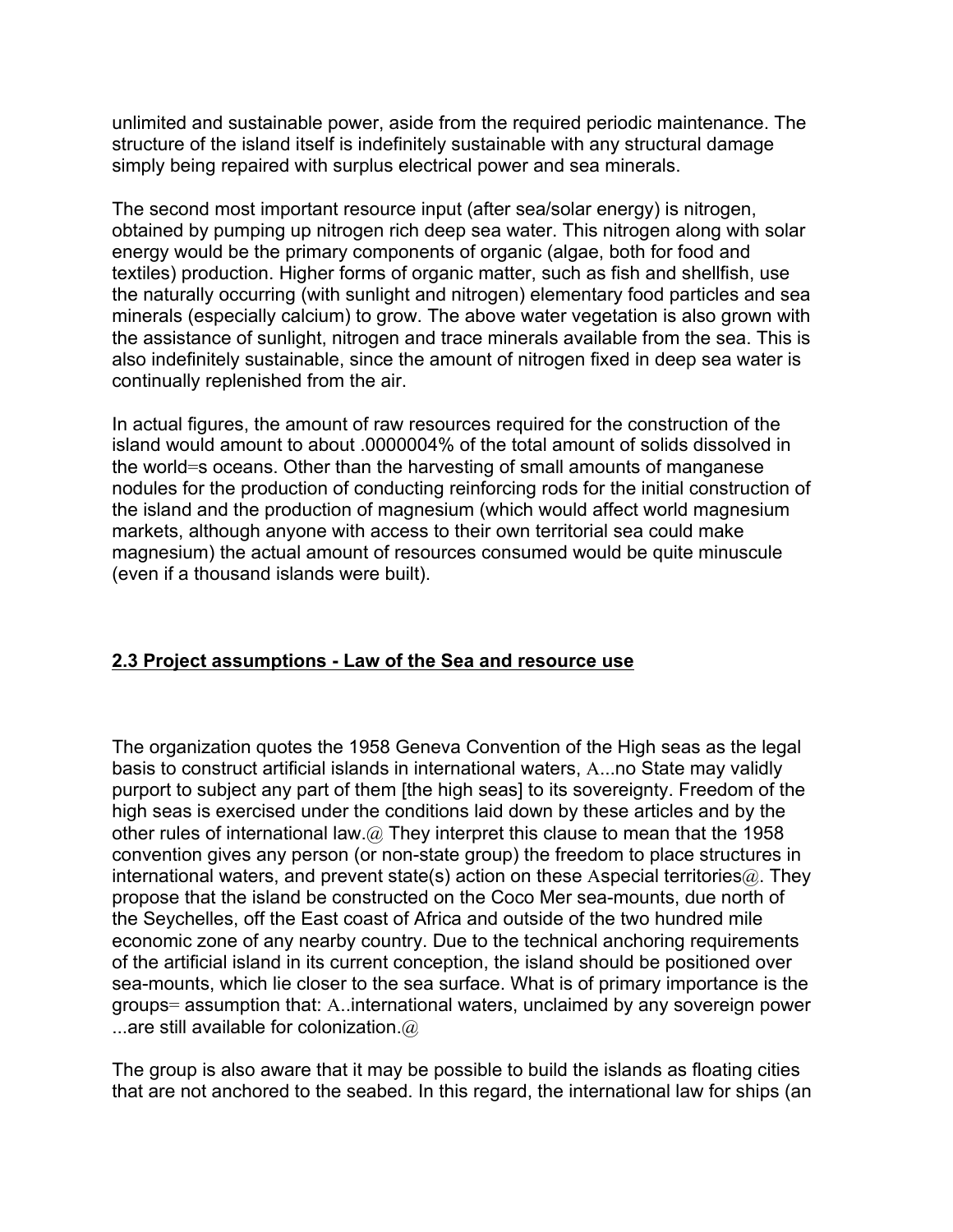unlimited and sustainable power, aside from the required periodic maintenance. The structure of the island itself is indefinitely sustainable with any structural damage simply being repaired with surplus electrical power and sea minerals.

The second most important resource input (after sea/solar energy) is nitrogen, obtained by pumping up nitrogen rich deep sea water. This nitrogen along with solar energy would be the primary components of organic (algae, both for food and textiles) production. Higher forms of organic matter, such as fish and shellfish, use the naturally occurring (with sunlight and nitrogen) elementary food particles and sea minerals (especially calcium) to grow. The above water vegetation is also grown with the assistance of sunlight, nitrogen and trace minerals available from the sea. This is also indefinitely sustainable, since the amount of nitrogen fixed in deep sea water is continually replenished from the air.

In actual figures, the amount of raw resources required for the construction of the island would amount to about .0000004% of the total amount of solids dissolved in the world=s oceans. Other than the harvesting of small amounts of manganese nodules for the production of conducting reinforcing rods for the initial construction of the island and the production of magnesium (which would affect world magnesium markets, although anyone with access to their own territorial sea could make magnesium) the actual amount of resources consumed would be quite minuscule (even if a thousand islands were built).

## 2.3 Project assumptions - Law of the Sea and resource use

The organization quotes the 1958 Geneva Convention of the High seas as the legal basis to construct artificial islands in international waters, A...no State may validly purport to subject any part of them [the high seas] to its sovereignty. Freedom of the high seas is exercised under the conditions laid down by these articles and by the other rules of international law.@ They interpret this clause to mean that the 1958 convention gives any person (or non-state group) the freedom to place structures in international waters, and prevent state(s) action on these Aspecial territories@. They propose that the island be constructed on the Coco Mer sea-mounts, due north of the Seychelles, off the East coast of Africa and outside of the two hundred mile economic zone of any nearby country. Due to the technical anchoring requirements of the artificial island in its current conception, the island should be positioned over sea-mounts, which lie closer to the sea surface. What is of primary importance is the groups= assumption that: A..international waters, unclaimed by any sovereign power ...are still available for colonization.@

The group is also aware that it may be possible to build the islands as floating cities that are not anchored to the seabed. In this regard, the international law for ships (an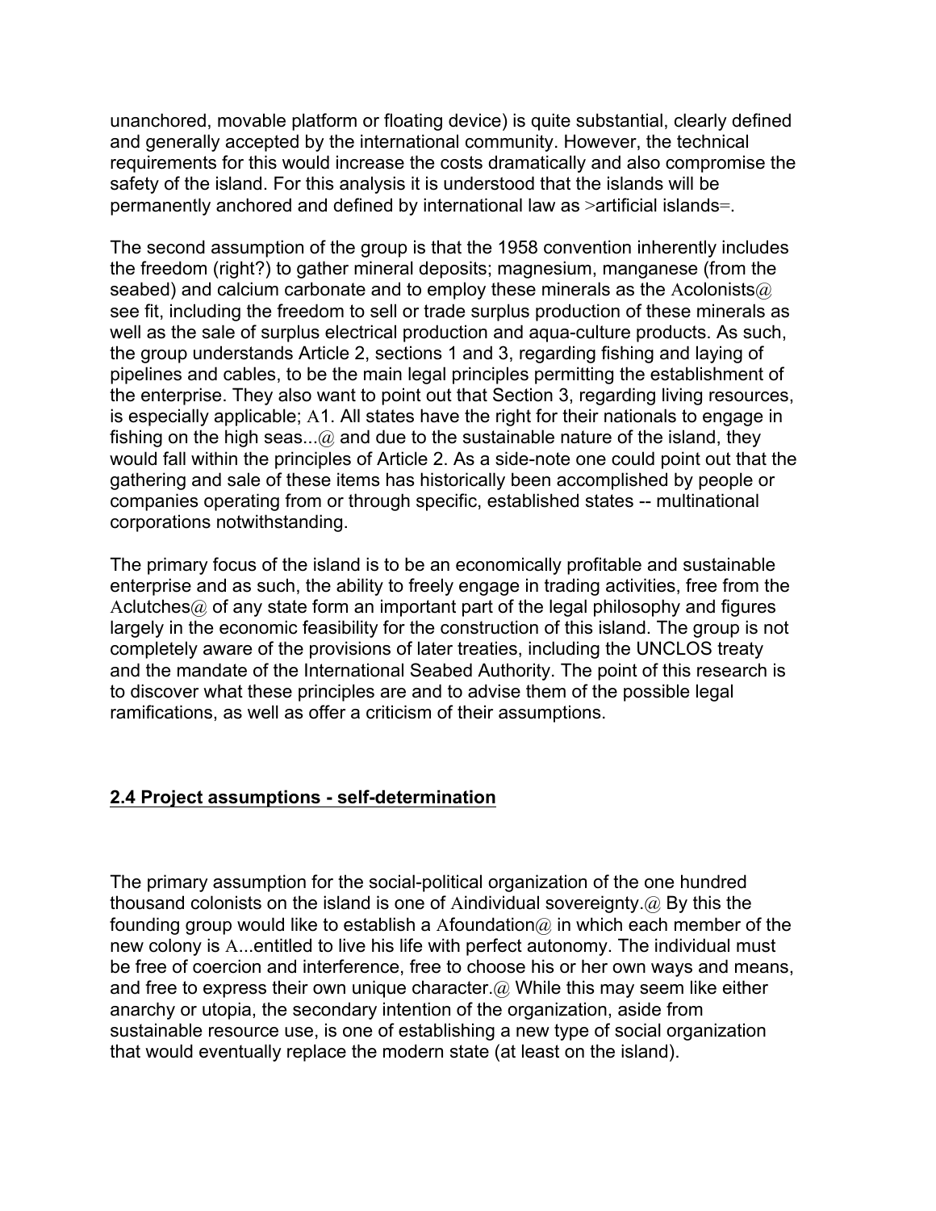unanchored, movable platform or floating device) is quite substantial, clearly defined and generally accepted by the international community. However, the technical requirements for this would increase the costs dramatically and also compromise the safety of the island. For this analysis it is understood that the islands will be permanently anchored and defined by international law as >artificial islands=.

The second assumption of the group is that the 1958 convention inherently includes the freedom (right?) to gather mineral deposits; magnesium, manganese (from the seabed) and calcium carbonate and to employ these minerals as the Acolonists@ see fit, including the freedom to sell or trade surplus production of these minerals as well as the sale of surplus electrical production and aqua-culture products. As such, the group understands Article 2, sections 1 and 3, regarding fishing and laying of pipelines and cables, to be the main legal principles permitting the establishment of the enterprise. They also want to point out that Section 3, regarding living resources, is especially applicable; A1. All states have the right for their nationals to engage in fishing on the high seas...@ and due to the sustainable nature of the island, they would fall within the principles of Article 2. As a side-note one could point out that the gathering and sale of these items has historically been accomplished by people or companies operating from or through specific, established states -- multinational corporations notwithstanding.

The primary focus of the island is to be an economically profitable and sustainable enterprise and as such, the ability to freely engage in trading activities, free from the Aclutches@ of any state form an important part of the legal philosophy and figures largely in the economic feasibility for the construction of this island. The group is not completely aware of the provisions of later treaties, including the UNCLOS treaty and the mandate of the International Seabed Authority. The point of this research is to discover what these principles are and to advise them of the possible legal ramifications, as well as offer a criticism of their assumptions.

## 2.4 Project assumptions - self-determination

The primary assumption for the social-political organization of the one hundred thousand colonists on the island is one of Aindividual sovereignty.@ By this the founding group would like to establish a Afoundation@ in which each member of the new colony is A...entitled to live his life with perfect autonomy. The individual must be free of coercion and interference, free to choose his or her own ways and means, and free to express their own unique character.@ While this may seem like either anarchy or utopia, the secondary intention of the organization, aside from sustainable resource use, is one of establishing a new type of social organization that would eventually replace the modern state (at least on the island).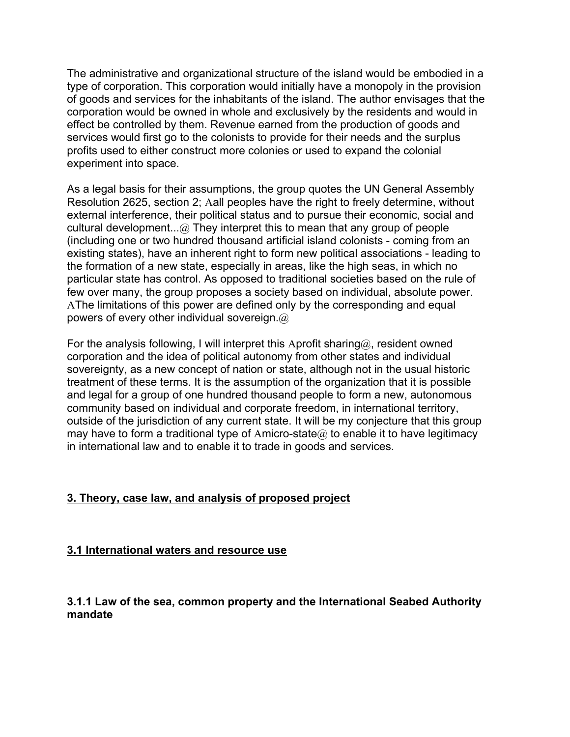The administrative and organizational structure of the island would be embodied in a type of corporation. This corporation would initially have a monopoly in the provision of goods and services for the inhabitants of the island. The author envisages that the corporation would be owned in whole and exclusively by the residents and would in effect be controlled by them. Revenue earned from the production of goods and services would first go to the colonists to provide for their needs and the surplus profits used to either construct more colonies or used to expand the colonial experiment into space.

As a legal basis for their assumptions, the group quotes the UN General Assembly Resolution 2625, section 2; Aall peoples have the right to freely determine, without external interference, their political status and to pursue their economic, social and cultural development...@ They interpret this to mean that any group of people (including one or two hundred thousand artificial island colonists - coming from an existing states), have an inherent right to form new political associations - leading to the formation of a new state, especially in areas, like the high seas, in which no particular state has control. As opposed to traditional societies based on the rule of few over many, the group proposes a society based on individual, absolute power. AThe limitations of this power are defined only by the corresponding and equal powers of every other individual sovereign.@

For the analysis following, I will interpret this Aprofit sharing@, resident owned corporation and the idea of political autonomy from other states and individual sovereignty, as a new concept of nation or state, although not in the usual historic treatment of these terms. It is the assumption of the organization that it is possible and legal for a group of one hundred thousand people to form a new, autonomous community based on individual and corporate freedom, in international territory, outside of the jurisdiction of any current state. It will be my conjecture that this group may have to form a traditional type of Amicro-state@ to enable it to have legitimacy in international law and to enable it to trade in goods and services.

## 3. Theory, case law, and analysis of proposed project

### 3.1 International waters and resource use

#### 3.1.1 Law of the sea, common property and the International Seabed Authority mandate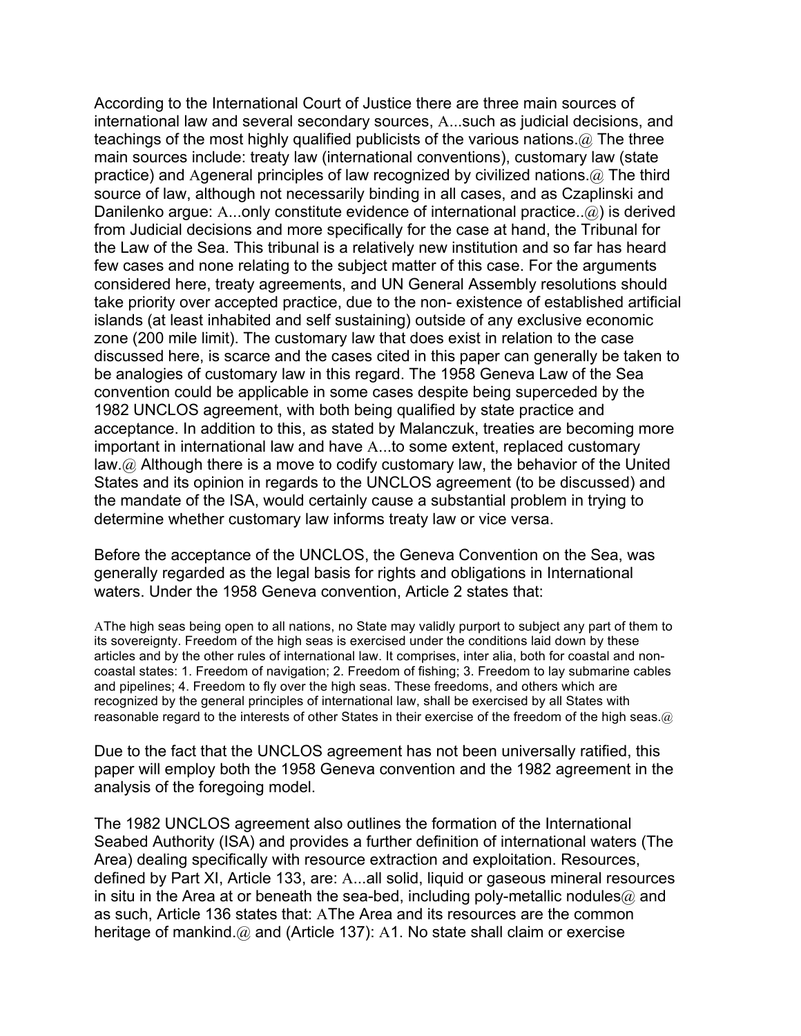According to the International Court of Justice there are three main sources of international law and several secondary sources, A...such as judicial decisions, and teachings of the most highly qualified publicists of the various nations.@ The three main sources include: treaty law (international conventions), customary law (state practice) and Ageneral principles of law recognized by civilized nations.@ The third source of law, although not necessarily binding in all cases, and as Czaplinski and Danilenko argue: A...only constitute evidence of international practice..@) is derived from Judicial decisions and more specifically for the case at hand, the Tribunal for the Law of the Sea. This tribunal is a relatively new institution and so far has heard few cases and none relating to the subject matter of this case. For the arguments considered here, treaty agreements, and UN General Assembly resolutions should take priority over accepted practice, due to the non- existence of established artificial islands (at least inhabited and self sustaining) outside of any exclusive economic zone (200 mile limit). The customary law that does exist in relation to the case discussed here, is scarce and the cases cited in this paper can generally be taken to be analogies of customary law in this regard. The 1958 Geneva Law of the Sea convention could be applicable in some cases despite being superceded by the 1982 UNCLOS agreement, with both being qualified by state practice and acceptance. In addition to this, as stated by Malanczuk, treaties are becoming more important in international law and have A...to some extent, replaced customary law.@ Although there is a move to codify customary law, the behavior of the United States and its opinion in regards to the UNCLOS agreement (to be discussed) and the mandate of the ISA, would certainly cause a substantial problem in trying to determine whether customary law informs treaty law or vice versa.

Before the acceptance of the UNCLOS, the Geneva Convention on the Sea, was generally regarded as the legal basis for rights and obligations in International waters. Under the 1958 Geneva convention, Article 2 states that:

> AThe high seas being open to all nations, no State may validly purport to subject any part of them to its sovereignty. Freedom of the high seas is exercised under the conditions laid down by these articles and by the other rules of international law. It comprises, inter alia, both for coastal and non-coastal states: 1. Freedom of navigation; 2. Freedom of fishing; 3. Freedom to lay submarine cables and pipelines; 4. Freedom to fly over the high seas. These freedoms, and others which are recognized by the general principles of international law, shall be exercised by all States with reasonable regard to the interests of other States in their exercise of the freedom of the high seas.@

Due to the fact that the UNCLOS agreement has not been universally ratified, this paper will employ both the 1958 Geneva convention and the 1982 agreement in the analysis of the foregoing model.

The 1982 UNCLOS agreement also outlines the formation of the International Seabed Authority (ISA) and provides a further definition of international waters (The Area) dealing specifically with resource extraction and exploitation. Resources, defined by Part XI, Article 133, are: A...all solid, liquid or gaseous mineral resources in situ in the Area at or beneath the sea-bed, including poly-metallic nodules@ and as such, Article 136 states that: AThe Area and its resources are the common heritage of mankind.@ and (Article 137): A1. No state shall claim or exercise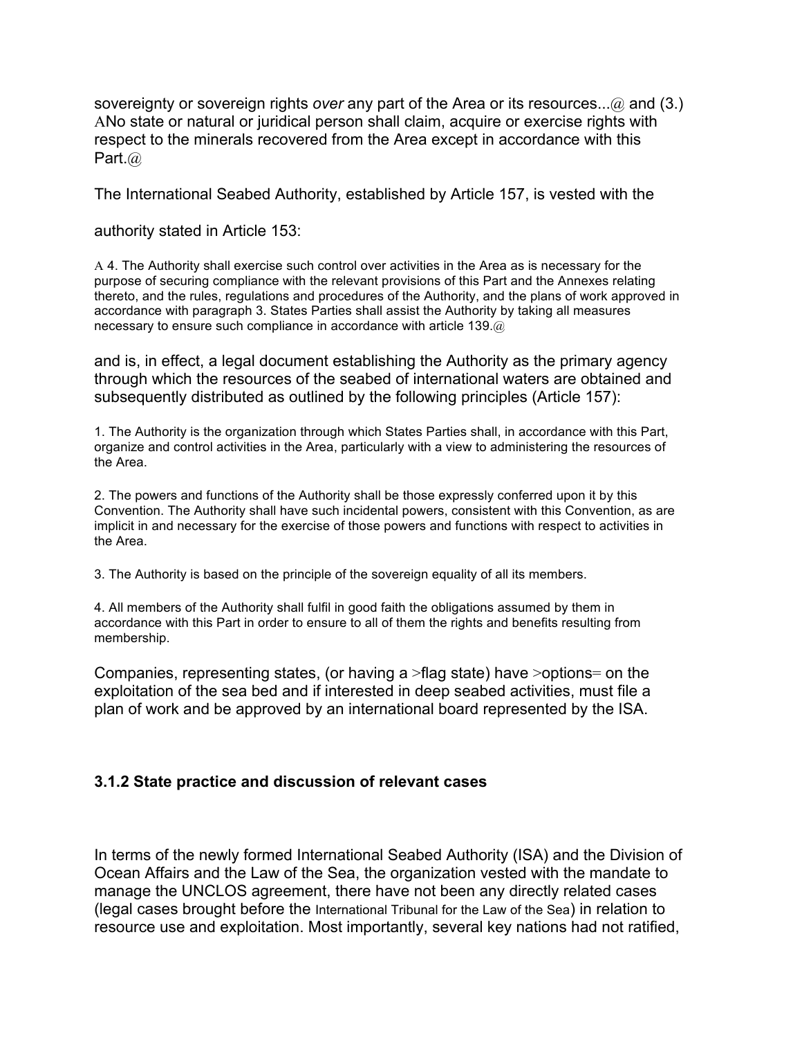sovereignty or sovereign rights *over* any part of the Area or its resources...@ and (3.) ANo state or natural or juridical person shall claim, acquire or exercise rights with respect to the minerals recovered from the Area except in accordance with this Part.@

The International Seabed Authority, established by Article 157, is vested with the

authority stated in Article 153:

A 4. The Authority shall exercise such control over activities in the Area as is necessary for the purpose of securing compliance with the relevant provisions of this Part and the Annexes relating thereto, and the rules, regulations and procedures of the Authority, and the plans of work approved in accordance with paragraph 3. States Parties shall assist the Authority by taking all measures necessary to ensure such compliance in accordance with article 139.@

and is, in effect, a legal document establishing the Authority as the primary agency through which the resources of the seabed of international waters are obtained and subsequently distributed as outlined by the following principles (Article 157):

1. The Authority is the organization through which States Parties shall, in accordance with this Part, organize and control activities in the Area, particularly with a view to administering the resources of the Area.

2. The powers and functions of the Authority shall be those expressly conferred upon it by this Convention. The Authority shall have such incidental powers, consistent with this Convention, as are implicit in and necessary for the exercise of those powers and functions with respect to activities in the Area.

3. The Authority is based on the principle of the sovereign equality of all its members.

4. All members of the Authority shall fulfil in good faith the obligations assumed by them in accordance with this Part in order to ensure to all of them the rights and benefits resulting from membership.

Companies, representing states, (or having a >flag state) have >options= on the exploitation of the sea bed and if interested in deep seabed activities, must file a plan of work and be approved by an international board represented by the ISA.

### 3.1.2 State practice and discussion of relevant cases

In terms of the newly formed International Seabed Authority (ISA) and the Division of Ocean Affairs and the Law of the Sea, the organization vested with the mandate to manage the UNCLOS agreement, there have not been any directly related cases (legal cases brought before the International Tribunal for the Law of the Sea) in relation to resource use and exploitation. Most importantly, several key nations had not ratified,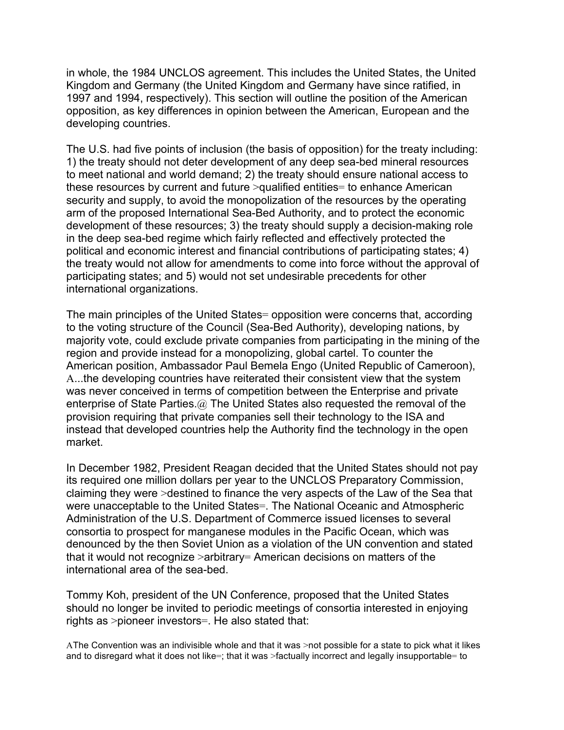in whole, the 1984 UNCLOS agreement. This includes the United States, the United Kingdom and Germany (the United Kingdom and Germany have since ratified, in 1997 and 1994, respectively). This section will outline the position of the American opposition, as key differences in opinion between the American, European and the developing countries.

The U.S. had five points of inclusion (the basis of opposition) for the treaty including: 1) the treaty should not deter development of any deep sea-bed mineral resources to meet national and world demand; 2) the treaty should ensure national access to these resources by current and future >qualified entities= to enhance American security and supply, to avoid the monopolization of the resources by the operating arm of the proposed International Sea-Bed Authority, and to protect the economic development of these resources; 3) the treaty should supply a decision-making role in the deep sea-bed regime which fairly reflected and effectively protected the political and economic interest and financial contributions of participating states; 4) the treaty would not allow for amendments to come into force without the approval of participating states; and 5) would not set undesirable precedents for other international organizations.

The main principles of the United States= opposition were concerns that, according to the voting structure of the Council (Sea-Bed Authority), developing nations, by majority vote, could exclude private companies from participating in the mining of the region and provide instead for a monopolizing, global cartel. To counter the American position, Ambassador Paul Bemela Engo (United Republic of Cameroon), A...the developing countries have reiterated their consistent view that the system was never conceived in terms of competition between the Enterprise and private enterprise of State Parties.@ The United States also requested the removal of the provision requiring that private companies sell their technology to the ISA and instead that developed countries help the Authority find the technology in the open market.

In December 1982, President Reagan decided that the United States should not pay its required one million dollars per year to the UNCLOS Preparatory Commission, claiming they were >destined to finance the very aspects of the Law of the Sea that were unacceptable to the United States=. The National Oceanic and Atmospheric Administration of the U.S. Department of Commerce issued licenses to several consortia to prospect for manganese modules in the Pacific Ocean, which was denounced by the then Soviet Union as a violation of the UN convention and stated that it would not recognize >arbitrary= American decisions on matters of the international area of the sea-bed.

Tommy Koh, president of the UN Conference, proposed that the United States should no longer be invited to periodic meetings of consortia interested in enjoying rights as >pioneer investors=. He also stated that:

AThe Convention was an indivisible whole and that it was >not possible for a state to pick what it likes and to disregard what it does not like=; that it was >factually incorrect and legally insupportable= to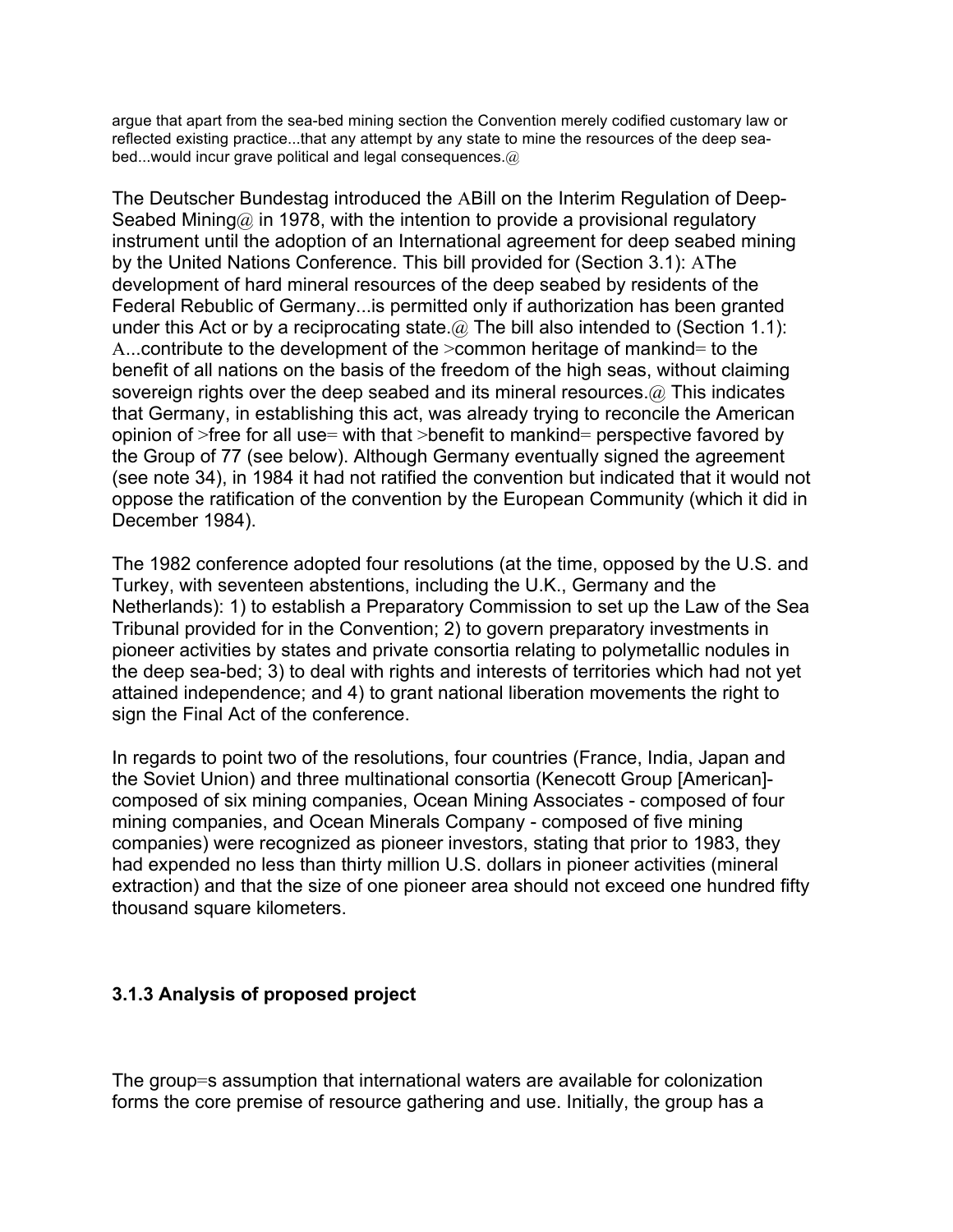argue that apart from the sea-bed mining section the Convention merely codified customary law or reflected existing practice...that any attempt by any state to mine the resources of the deep sea-bed...would incur grave political and legal consequences.@

The Deutscher Bundestag introduced the ABill on the Interim Regulation of Deep-Seabed Mining@ in 1978, with the intention to provide a provisional regulatory instrument until the adoption of an International agreement for deep seabed mining by the United Nations Conference. This bill provided for (Section 3.1): AThe development of hard mineral resources of the deep seabed by residents of the Federal Rebublic of Germany...is permitted only if authorization has been granted under this Act or by a reciprocating state.@ The bill also intended to (Section 1.1): A...contribute to the development of the >common heritage of mankind= to the benefit of all nations on the basis of the freedom of the high seas, without claiming sovereign rights over the deep seabed and its mineral resources.@ This indicates that Germany, in establishing this act, was already trying to reconcile the American opinion of >free for all use= with that >benefit to mankind= perspective favored by the Group of 77 (see below). Although Germany eventually signed the agreement (see note 34), in 1984 it had not ratified the convention but indicated that it would not oppose the ratification of the convention by the European Community (which it did in December 1984).

The 1982 conference adopted four resolutions (at the time, opposed by the U.S. and Turkey, with seventeen abstentions, including the U.K., Germany and the Netherlands): 1) to establish a Preparatory Commission to set up the Law of the Sea Tribunal provided for in the Convention; 2) to govern preparatory investments in pioneer activities by states and private consortia relating to polymetallic nodules in the deep sea-bed; 3) to deal with rights and interests of territories which had not yet attained independence; and 4) to grant national liberation movements the right to sign the Final Act of the conference.

In regards to point two of the resolutions, four countries (France, India, Japan and the Soviet Union) and three multinational consortia (Kenecott Group [American]-composed of six mining companies, Ocean Mining Associates - composed of four mining companies, and Ocean Minerals Company - composed of five mining companies) were recognized as pioneer investors, stating that prior to 1983, they had expended no less than thirty million U.S. dollars in pioneer activities (mineral extraction) and that the size of one pioneer area should not exceed one hundred fifty thousand square kilometers.

### 3.1.3 Analysis of proposed project

The group=s assumption that international waters are available for colonization forms the core premise of resource gathering and use. Initially, the group has a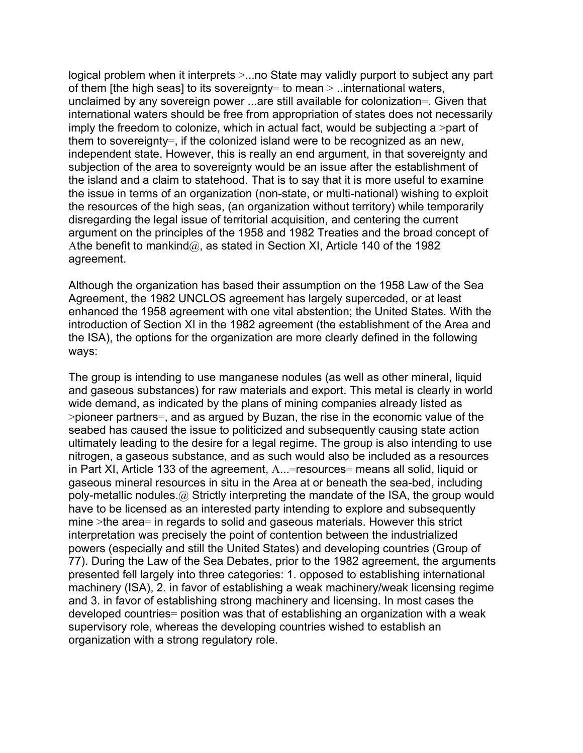logical problem when it interprets >...no State may validly purport to subject any part of them [the high seas] to its sovereignty= to mean > ..international waters, unclaimed by any sovereign power ...are still available for colonization=. Given that international waters should be free from appropriation of states does not necessarily imply the freedom to colonize, which in actual fact, would be subjecting a >part of them to sovereignty=, if the colonized island were to be recognized as an new, independent state. However, this is really an end argument, in that sovereignty and subjection of the area to sovereignty would be an issue after the establishment of the island and a claim to statehood. That is to say that it is more useful to examine the issue in terms of an organization (non-state, or multi-national) wishing to exploit the resources of the high seas, (an organization without territory) while temporarily disregarding the legal issue of territorial acquisition, and centering the current argument on the principles of the 1958 and 1982 Treaties and the broad concept of Athe benefit to mankind@, as stated in Section XI, Article 140 of the 1982 agreement.

Although the organization has based their assumption on the 1958 Law of the Sea Agreement, the 1982 UNCLOS agreement has largely superceded, or at least enhanced the 1958 agreement with one vital abstention; the United States. With the introduction of Section XI in the 1982 agreement (the establishment of the Area and the ISA), the options for the organization are more clearly defined in the following ways:

The group is intending to use manganese nodules (as well as other mineral, liquid and gaseous substances) for raw materials and export. This metal is clearly in world wide demand, as indicated by the plans of mining companies already listed as >pioneer partners=, and as argued by Buzan, the rise in the economic value of the seabed has caused the issue to politicized and subsequently causing state action ultimately leading to the desire for a legal regime. The group is also intending to use nitrogen, a gaseous substance, and as such would also be included as a resources in Part XI, Article 133 of the agreement, A...=resources= means all solid, liquid or gaseous mineral resources in situ in the Area at or beneath the sea-bed, including poly-metallic nodules.@ Strictly interpreting the mandate of the ISA, the group would have to be licensed as an interested party intending to explore and subsequently mine >the area= in regards to solid and gaseous materials. However this strict interpretation was precisely the point of contention between the industrialized powers (especially and still the United States) and developing countries (Group of 77). During the Law of the Sea Debates, prior to the 1982 agreement, the arguments presented fell largely into three categories: 1. opposed to establishing international machinery (ISA), 2. in favor of establishing a weak machinery/weak licensing regime and 3. in favor of establishing strong machinery and licensing. In most cases the developed countries= position was that of establishing an organization with a weak supervisory role, whereas the developing countries wished to establish an organization with a strong regulatory role.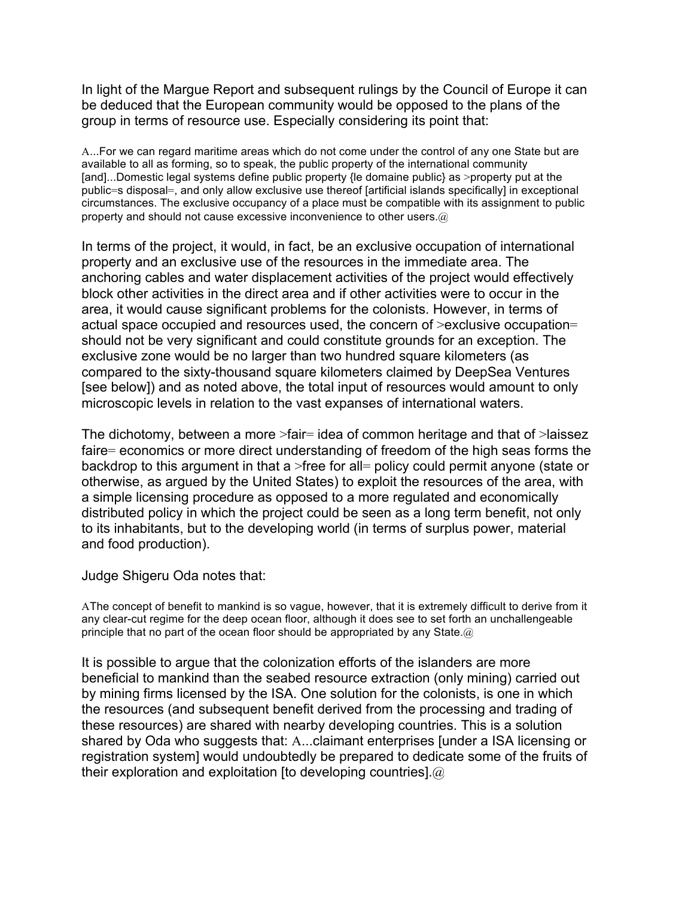In light of the Margue Report and subsequent rulings by the Council of Europe it can be deduced that the European community would be opposed to the plans of the group in terms of resource use. Especially considering its point that:

> A...For we can regard maritime areas which do not come under the control of any one State but are available to all as forming, so to speak, the public property of the international community [and]...Domestic legal systems define public property {le domaine public} as >property put at the public=s disposal=, and only allow exclusive use thereof [artificial islands specifically] in exceptional circumstances. The exclusive occupancy of a place must be compatible with its assignment to public property and should not cause excessive inconvenience to other users.@

In terms of the project, it would, in fact, be an exclusive occupation of international property and an exclusive use of the resources in the immediate area. The anchoring cables and water displacement activities of the project would effectively block other activities in the direct area and if other activities were to occur in the area, it would cause significant problems for the colonists. However, in terms of actual space occupied and resources used, the concern of >exclusive occupation= should not be very significant and could constitute grounds for an exception. The exclusive zone would be no larger than two hundred square kilometers (as compared to the sixty-thousand square kilometers claimed by DeepSea Ventures [see below]) and as noted above, the total input of resources would amount to only microscopic levels in relation to the vast expanses of international waters.

The dichotomy, between a more >fair= idea of common heritage and that of >laissez faire= economics or more direct understanding of freedom of the high seas forms the backdrop to this argument in that a >free for all= policy could permit anyone (state or otherwise, as argued by the United States) to exploit the resources of the area, with a simple licensing procedure as opposed to a more regulated and economically distributed policy in which the project could be seen as a long term benefit, not only to its inhabitants, but to the developing world (in terms of surplus power, material and food production).

Judge Shigeru Oda notes that:

> AThe concept of benefit to mankind is so vague, however, that it is extremely difficult to derive from it any clear-cut regime for the deep ocean floor, although it does see to set forth an unchallengeable principle that no part of the ocean floor should be appropriated by any State.@

It is possible to argue that the colonization efforts of the islanders are more beneficial to mankind than the seabed resource extraction (only mining) carried out by mining firms licensed by the ISA. One solution for the colonists, is one in which the resources (and subsequent benefit derived from the processing and trading of these resources) are shared with nearby developing countries. This is a solution shared by Oda who suggests that: A...claimant enterprises [under a ISA licensing or registration system] would undoubtedly be prepared to dedicate some of the fruits of their exploration and exploitation [to developing countries].@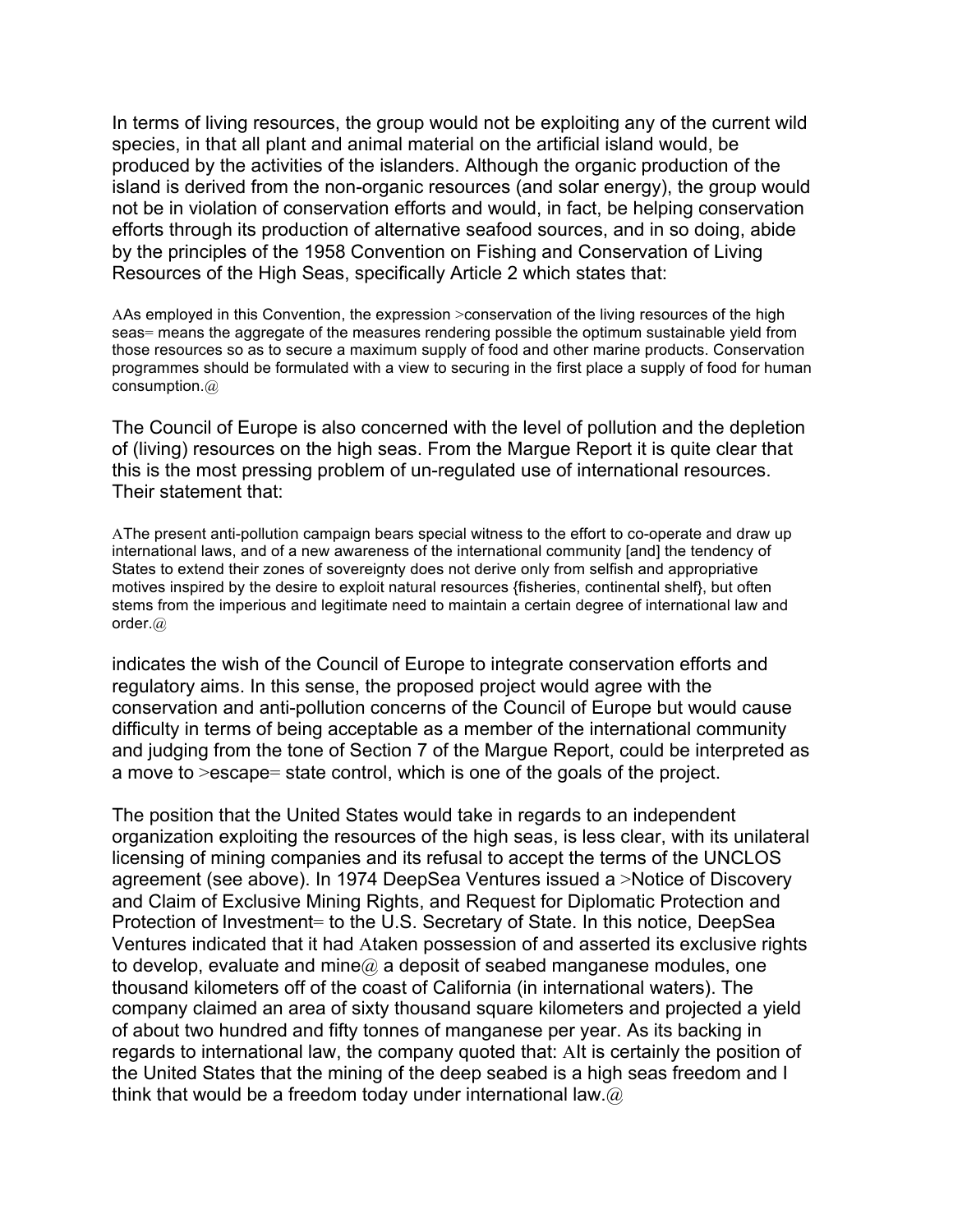In terms of living resources, the group would not be exploiting any of the current wild species, in that all plant and animal material on the artificial island would, be produced by the activities of the islanders. Although the organic production of the island is derived from the non-organic resources (and solar energy), the group would not be in violation of conservation efforts and would, in fact, be helping conservation efforts through its production of alternative seafood sources, and in so doing, abide by the principles of the 1958 Convention on Fishing and Conservation of Living Resources of the High Seas, specifically Article 2 which states that:

> AAs employed in this Convention, the expression >conservation of the living resources of the high seas= means the aggregate of the measures rendering possible the optimum sustainable yield from those resources so as to secure a maximum supply of food and other marine products. Conservation programmes should be formulated with a view to securing in the first place a supply of food for human consumption.@

The Council of Europe is also concerned with the level of pollution and the depletion of (living) resources on the high seas. From the Margue Report it is quite clear that this is the most pressing problem of un-regulated use of international resources. Their statement that:

> AThe present anti-pollution campaign bears special witness to the effort to co-operate and draw up international laws, and of a new awareness of the international community [and] the tendency of States to extend their zones of sovereignty does not derive only from selfish and appropriative motives inspired by the desire to exploit natural resources {fisheries, continental shelf}, but often stems from the imperious and legitimate need to maintain a certain degree of international law and order.@

indicates the wish of the Council of Europe to integrate conservation efforts and regulatory aims. In this sense, the proposed project would agree with the conservation and anti-pollution concerns of the Council of Europe but would cause difficulty in terms of being acceptable as a member of the international community and judging from the tone of Section 7 of the Margue Report, could be interpreted as a move to >escape= state control, which is one of the goals of the project.

The position that the United States would take in regards to an independent organization exploiting the resources of the high seas, is less clear, with its unilateral licensing of mining companies and its refusal to accept the terms of the UNCLOS agreement (see above). In 1974 DeepSea Ventures issued a >Notice of Discovery and Claim of Exclusive Mining Rights, and Request for Diplomatic Protection and Protection of Investment= to the U.S. Secretary of State. In this notice, DeepSea Ventures indicated that it had Ataken possession of and asserted its exclusive rights to develop, evaluate and mine@ a deposit of seabed manganese modules, one thousand kilometers off of the coast of California (in international waters). The company claimed an area of sixty thousand square kilometers and projected a yield of about two hundred and fifty tonnes of manganese per year. As its backing in regards to international law, the company quoted that: AIt is certainly the position of the United States that the mining of the deep seabed is a high seas freedom and I think that would be a freedom today under international law.@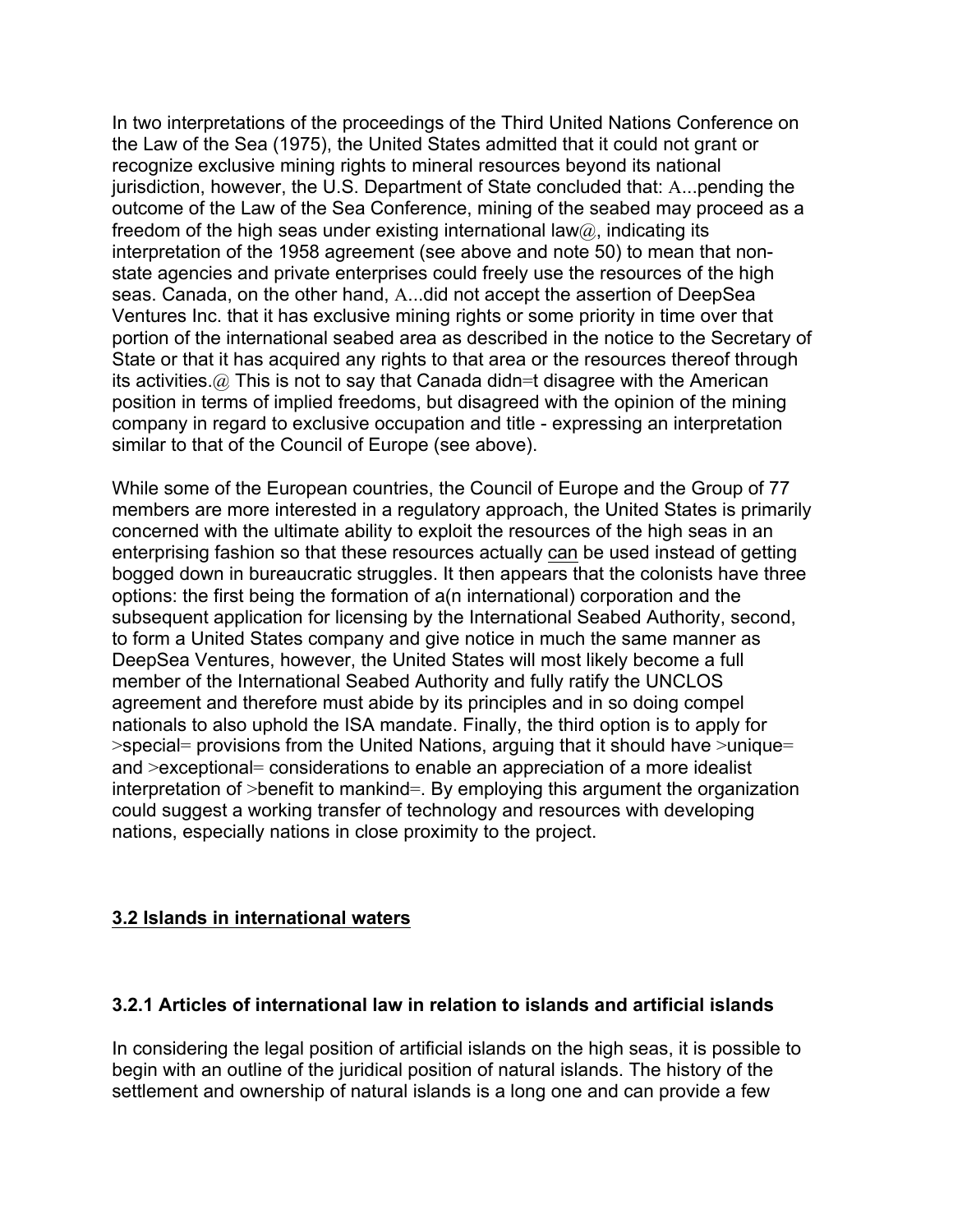In two interpretations of the proceedings of the Third United Nations Conference on the Law of the Sea (1975), the United States admitted that it could not grant or recognize exclusive mining rights to mineral resources beyond its national jurisdiction, however, the U.S. Department of State concluded that: A...pending the outcome of the Law of the Sea Conference, mining of the seabed may proceed as a freedom of the high seas under existing international law@, indicating its interpretation of the 1958 agreement (see above and note 50) to mean that non-state agencies and private enterprises could freely use the resources of the high seas. Canada, on the other hand, A...did not accept the assertion of DeepSea Ventures Inc. that it has exclusive mining rights or some priority in time over that portion of the international seabed area as described in the notice to the Secretary of State or that it has acquired any rights to that area or the resources thereof through its activities.@ This is not to say that Canada didn=t disagree with the American position in terms of implied freedoms, but disagreed with the opinion of the mining company in regard to exclusive occupation and title - expressing an interpretation similar to that of the Council of Europe (see above).

While some of the European countries, the Council of Europe and the Group of 77 members are more interested in a regulatory approach, the United States is primarily concerned with the ultimate ability to exploit the resources of the high seas in an enterprising fashion so that these resources actually <u>can</u> be used instead of getting bogged down in bureaucratic struggles. It then appears that the colonists have three options: the first being the formation of a(n international) corporation and the subsequent application for licensing by the International Seabed Authority, second, to form a United States company and give notice in much the same manner as DeepSea Ventures, however, the United States will most likely become a full member of the International Seabed Authority and fully ratify the UNCLOS agreement and therefore must abide by its principles and in so doing compel nationals to also uphold the ISA mandate. Finally, the third option is to apply for >special= provisions from the United Nations, arguing that it should have >unique= and >exceptional= considerations to enable an appreciation of a more idealist interpretation of >benefit to mankind=. By employing this argument the organization could suggest a working transfer of technology and resources with developing nations, especially nations in close proximity to the project.

## 3.2 Islands in international waters

### 3.2.1 Articles of international law in relation to islands and artificial islands

In considering the legal position of artificial islands on the high seas, it is possible to begin with an outline of the juridical position of natural islands. The history of the settlement and ownership of natural islands is a long one and can provide a few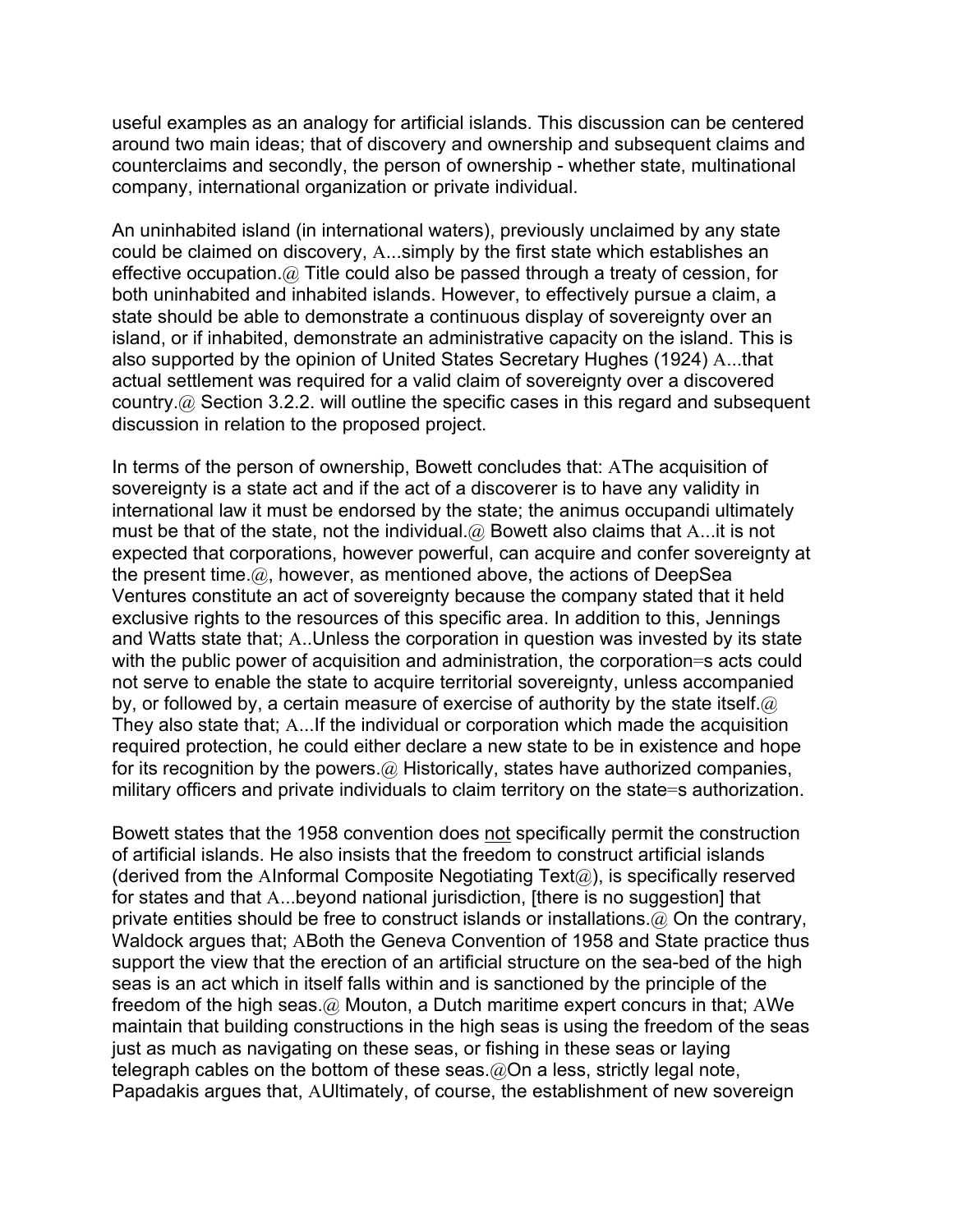useful examples as an analogy for artificial islands. This discussion can be centered around two main ideas; that of discovery and ownership and subsequent claims and counterclaims and secondly, the person of ownership - whether state, multinational company, international organization or private individual.

An uninhabited island (in international waters), previously unclaimed by any state could be claimed on discovery, A...simply by the first state which establishes an effective occupation.@ Title could also be passed through a treaty of cession, for both uninhabited and inhabited islands. However, to effectively pursue a claim, a state should be able to demonstrate a continuous display of sovereignty over an island, or if inhabited, demonstrate an administrative capacity on the island. This is also supported by the opinion of United States Secretary Hughes (1924) A...that actual settlement was required for a valid claim of sovereignty over a discovered country.@ Section 3.2.2. will outline the specific cases in this regard and subsequent discussion in relation to the proposed project.

In terms of the person of ownership, Bowett concludes that: AThe acquisition of sovereignty is a state act and if the act of a discoverer is to have any validity in international law it must be endorsed by the state; the animus occupandi ultimately must be that of the state, not the individual.@ Bowett also claims that A...it is not expected that corporations, however powerful, can acquire and confer sovereignty at the present time.@, however, as mentioned above, the actions of DeepSea Ventures constitute an act of sovereignty because the company stated that it held exclusive rights to the resources of this specific area. In addition to this, Jennings and Watts state that; A..Unless the corporation in question was invested by its state with the public power of acquisition and administration, the corporation=s acts could not serve to enable the state to acquire territorial sovereignty, unless accompanied by, or followed by, a certain measure of exercise of authority by the state itself.@ They also state that; A...If the individual or corporation which made the acquisition required protection, he could either declare a new state to be in existence and hope for its recognition by the powers.@ Historically, states have authorized companies, military officers and private individuals to claim territory on the state=s authorization.

Bowett states that the 1958 convention does <u>not</u> specifically permit the construction of artificial islands. He also insists that the freedom to construct artificial islands (derived from the AInformal Composite Negotiating Text@), is specifically reserved for states and that A...beyond national jurisdiction, [there is no suggestion] that private entities should be free to construct islands or installations.@ On the contrary, Waldock argues that; ABoth the Geneva Convention of 1958 and State practice thus support the view that the erection of an artificial structure on the sea-bed of the high seas is an act which in itself falls within and is sanctioned by the principle of the freedom of the high seas.@ Mouton, a Dutch maritime expert concurs in that; AWe maintain that building constructions in the high seas is using the freedom of the seas just as much as navigating on these seas, or fishing in these seas or laying telegraph cables on the bottom of these seas.@On a less, strictly legal note, Papadakis argues that, AUltimately, of course, the establishment of new sovereign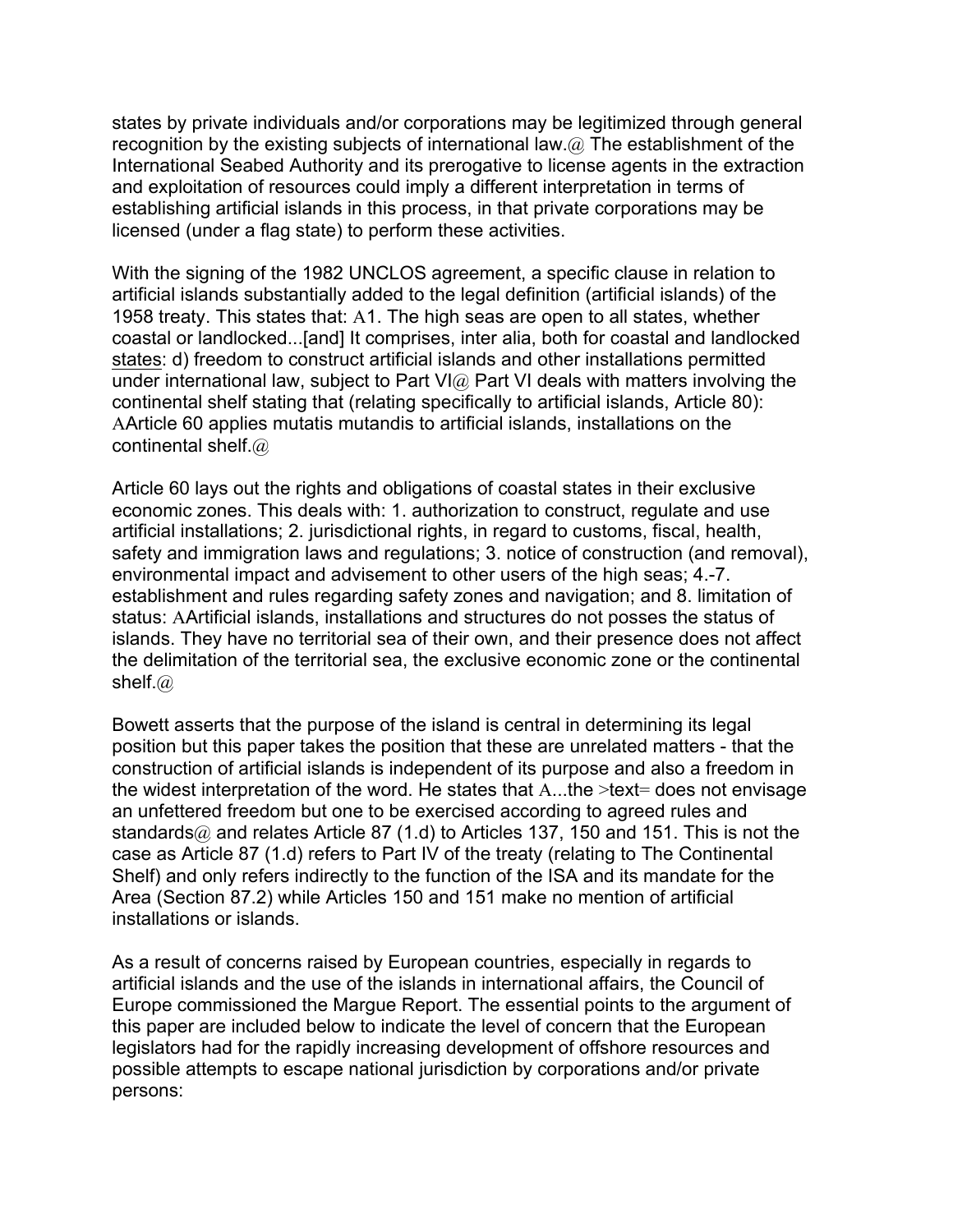states by private individuals and/or corporations may be legitimized through general recognition by the existing subjects of international law.@ The establishment of the International Seabed Authority and its prerogative to license agents in the extraction and exploitation of resources could imply a different interpretation in terms of establishing artificial islands in this process, in that private corporations may be licensed (under a flag state) to perform these activities.

With the signing of the 1982 UNCLOS agreement, a specific clause in relation to artificial islands substantially added to the legal definition (artificial islands) of the 1958 treaty. This states that: A1. The high seas are open to all states, whether coastal or landlocked...[and] It comprises, inter alia, both for coastal and landlocked <u>states</u>: d) freedom to construct artificial islands and other installations permitted under international law, subject to Part VI@ Part VI deals with matters involving the continental shelf stating that (relating specifically to artificial islands, Article 80): AArticle 60 applies mutatis mutandis to artificial islands, installations on the continental shelf.@

Article 60 lays out the rights and obligations of coastal states in their exclusive economic zones. This deals with: 1. authorization to construct, regulate and use artificial installations; 2. jurisdictional rights, in regard to customs, fiscal, health, safety and immigration laws and regulations; 3. notice of construction (and removal), environmental impact and advisement to other users of the high seas; 4.-7. establishment and rules regarding safety zones and navigation; and 8. limitation of status: AArtificial islands, installations and structures do not posses the status of islands. They have no territorial sea of their own, and their presence does not affect the delimitation of the territorial sea, the exclusive economic zone or the continental shelf.@

Bowett asserts that the purpose of the island is central in determining its legal position but this paper takes the position that these are unrelated matters - that the construction of artificial islands is independent of its purpose and also a freedom in the widest interpretation of the word. He states that A...the >text= does not envisage an unfettered freedom but one to be exercised according to agreed rules and standards@ and relates Article 87 (1.d) to Articles 137, 150 and 151. This is not the case as Article 87 (1.d) refers to Part IV of the treaty (relating to The Continental Shelf) and only refers indirectly to the function of the ISA and its mandate for the Area (Section 87.2) while Articles 150 and 151 make no mention of artificial installations or islands.

As a result of concerns raised by European countries, especially in regards to artificial islands and the use of the islands in international affairs, the Council of Europe commissioned the Margue Report. The essential points to the argument of this paper are included below to indicate the level of concern that the European legislators had for the rapidly increasing development of offshore resources and possible attempts to escape national jurisdiction by corporations and/or private persons: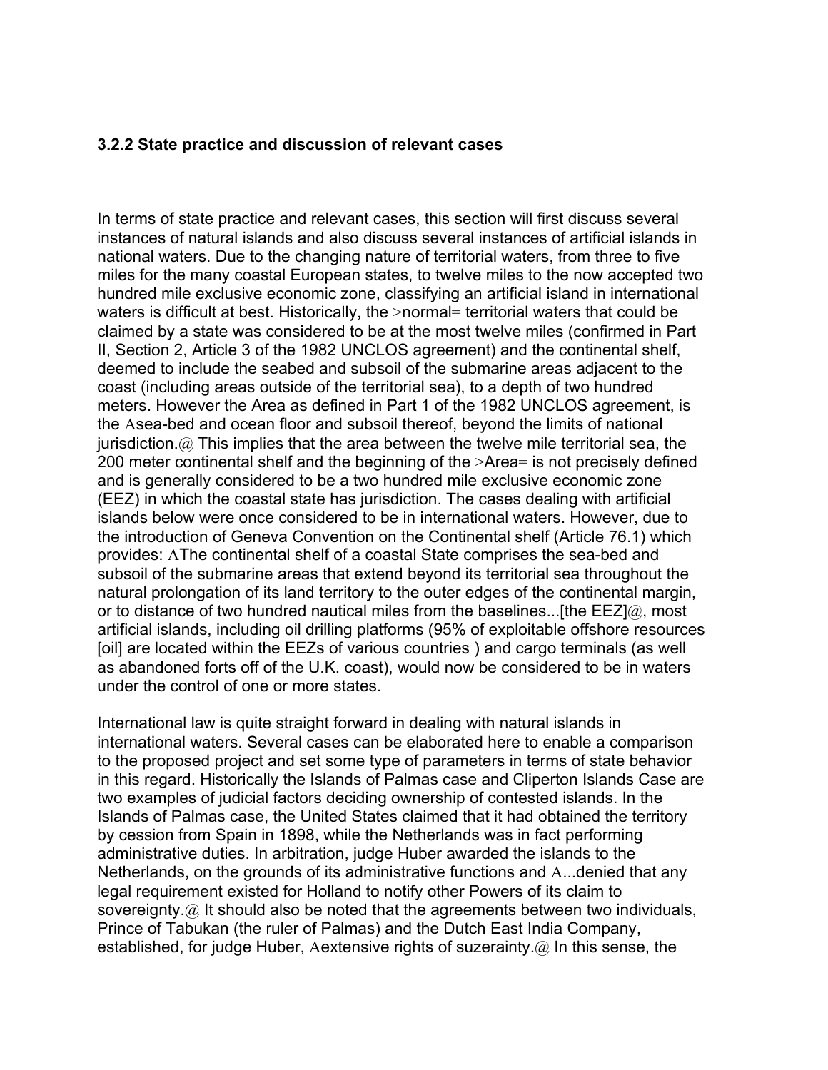### 3.2.2 State practice and discussion of relevant cases

In terms of state practice and relevant cases, this section will first discuss several instances of natural islands and also discuss several instances of artificial islands in national waters. Due to the changing nature of territorial waters, from three to five miles for the many coastal European states, to twelve miles to the now accepted two hundred mile exclusive economic zone, classifying an artificial island in international waters is difficult at best. Historically, the >normal= territorial waters that could be claimed by a state was considered to be at the most twelve miles (confirmed in Part II, Section 2, Article 3 of the 1982 UNCLOS agreement) and the continental shelf, deemed to include the seabed and subsoil of the submarine areas adjacent to the coast (including areas outside of the territorial sea), to a depth of two hundred meters. However the Area as defined in Part 1 of the 1982 UNCLOS agreement, is the Asea-bed and ocean floor and subsoil thereof, beyond the limits of national jurisdiction.@ This implies that the area between the twelve mile territorial sea, the 200 meter continental shelf and the beginning of the >Area= is not precisely defined and is generally considered to be a two hundred mile exclusive economic zone (EEZ) in which the coastal state has jurisdiction. The cases dealing with artificial islands below were once considered to be in international waters. However, due to the introduction of Geneva Convention on the Continental shelf (Article 76.1) which provides: AThe continental shelf of a coastal State comprises the sea-bed and subsoil of the submarine areas that extend beyond its territorial sea throughout the natural prolongation of its land territory to the outer edges of the continental margin, or to distance of two hundred nautical miles from the baselines...[the EEZ]@, most artificial islands, including oil drilling platforms (95% of exploitable offshore resources [oil] are located within the EEZs of various countries ) and cargo terminals (as well as abandoned forts off of the U.K. coast), would now be considered to be in waters under the control of one or more states.

International law is quite straight forward in dealing with natural islands in international waters. Several cases can be elaborated here to enable a comparison to the proposed project and set some type of parameters in terms of state behavior in this regard. Historically the Islands of Palmas case and Cliperton Islands Case are two examples of judicial factors deciding ownership of contested islands. In the Islands of Palmas case, the United States claimed that it had obtained the territory by cession from Spain in 1898, while the Netherlands was in fact performing administrative duties. In arbitration, judge Huber awarded the islands to the Netherlands, on the grounds of its administrative functions and A...denied that any legal requirement existed for Holland to notify other Powers of its claim to sovereignty.@ It should also be noted that the agreements between two individuals, Prince of Tabukan (the ruler of Palmas) and the Dutch East India Company, established, for judge Huber, Aextensive rights of suzerainty.@ In this sense, the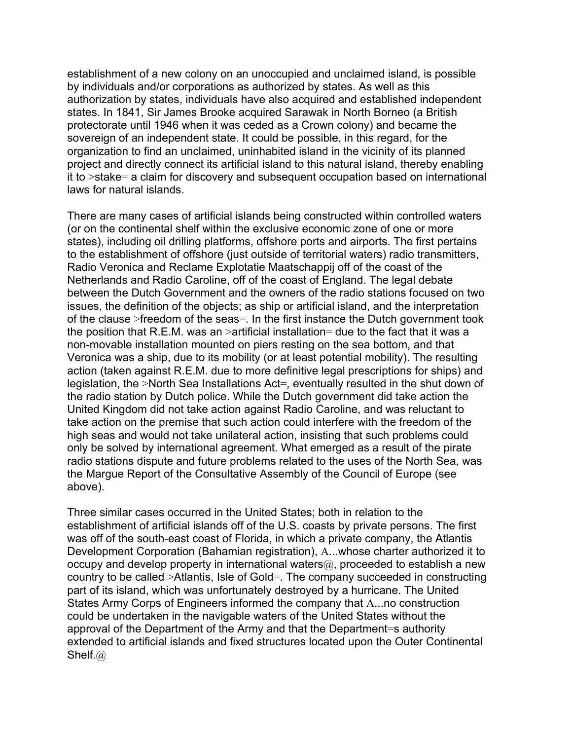establishment of a new colony on an unoccupied and unclaimed island, is possible by individuals and/or corporations as authorized by states. As well as this authorization by states, individuals have also acquired and established independent states. In 1841, Sir James Brooke acquired Sarawak in North Borneo (a British protectorate until 1946 when it was ceded as a Crown colony) and became the sovereign of an independent state. It could be possible, in this regard, for the organization to find an unclaimed, uninhabited island in the vicinity of its planned project and directly connect its artificial island to this natural island, thereby enabling it to >stake= a claim for discovery and subsequent occupation based on international laws for natural islands.

There are many cases of artificial islands being constructed within controlled waters (or on the continental shelf within the exclusive economic zone of one or more states), including oil drilling platforms, offshore ports and airports. The first pertains to the establishment of offshore (just outside of territorial waters) radio transmitters, Radio Veronica and Reclame Explotatie Maatschappij off of the coast of the Netherlands and Radio Caroline, off of the coast of England. The legal debate between the Dutch Government and the owners of the radio stations focused on two issues, the definition of the objects; as ship or artificial island, and the interpretation of the clause >freedom of the seas=. In the first instance the Dutch government took the position that R.E.M. was an >artificial installation= due to the fact that it was a non-movable installation mounted on piers resting on the sea bottom, and that Veronica was a ship, due to its mobility (or at least potential mobility). The resulting action (taken against R.E.M. due to more definitive legal prescriptions for ships) and legislation, the >North Sea Installations Act=, eventually resulted in the shut down of the radio station by Dutch police. While the Dutch government did take action the United Kingdom did not take action against Radio Caroline, and was reluctant to take action on the premise that such action could interfere with the freedom of the high seas and would not take unilateral action, insisting that such problems could only be solved by international agreement. What emerged as a result of the pirate radio stations dispute and future problems related to the uses of the North Sea, was the Margue Report of the Consultative Assembly of the Council of Europe (see above).

Three similar cases occurred in the United States; both in relation to the establishment of artificial islands off of the U.S. coasts by private persons. The first was off of the south-east coast of Florida, in which a private company, the Atlantis Development Corporation (Bahamian registration), A...whose charter authorized it to occupy and develop property in international waters@, proceeded to establish a new country to be called >Atlantis, Isle of Gold=. The company succeeded in constructing part of its island, which was unfortunately destroyed by a hurricane. The United States Army Corps of Engineers informed the company that A...no construction could be undertaken in the navigable waters of the United States without the approval of the Department of the Army and that the Department=s authority extended to artificial islands and fixed structures located upon the Outer Continental Shelf.@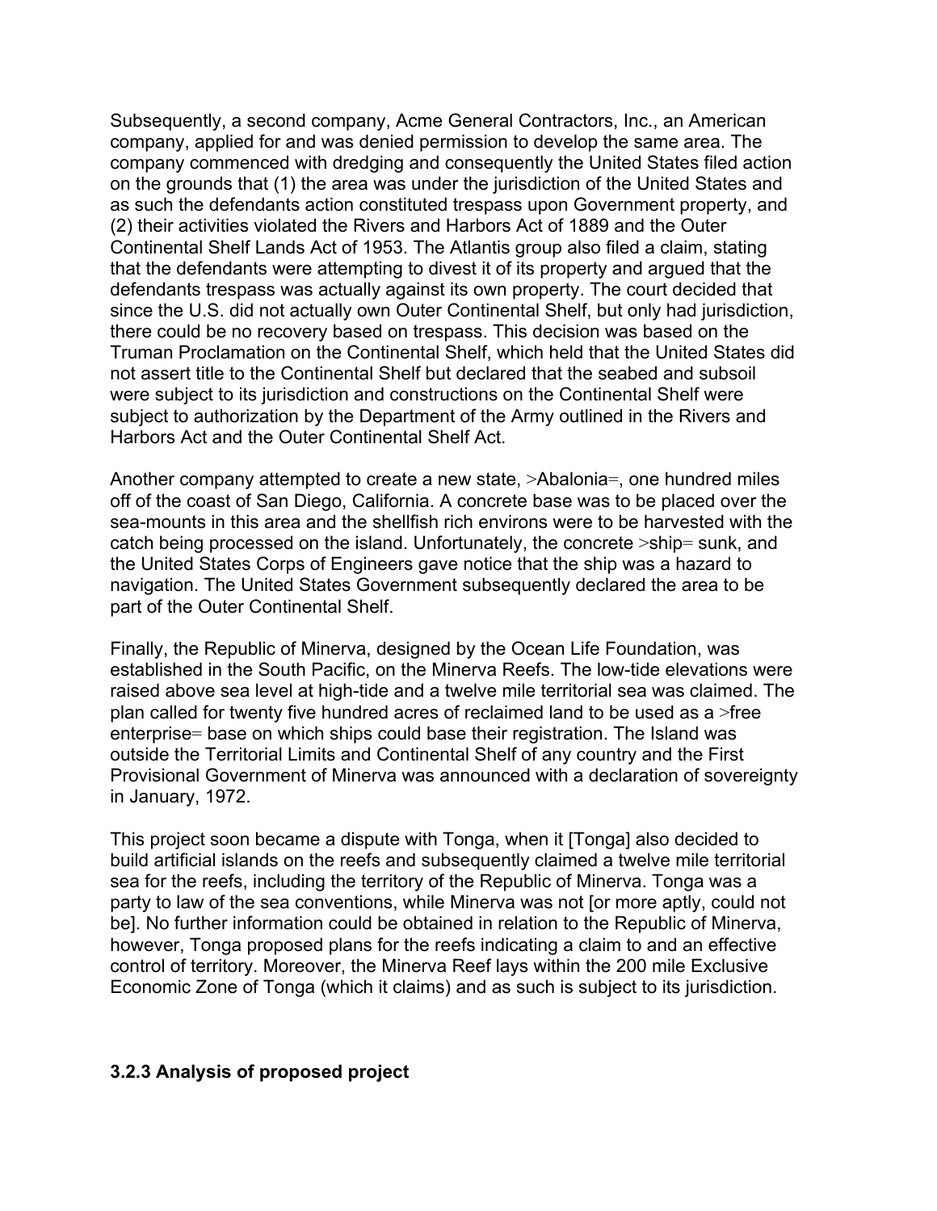Subsequently, a second company, Acme General Contractors, Inc., an American company, applied for and was denied permission to develop the same area. The company commenced with dredging and consequently the United States filed action on the grounds that (1) the area was under the jurisdiction of the United States and as such the defendants action constituted trespass upon Government property, and (2) their activities violated the Rivers and Harbors Act of 1889 and the Outer Continental Shelf Lands Act of 1953. The Atlantis group also filed a claim, stating that the defendants were attempting to divest it of its property and argued that the defendants trespass was actually against its own property. The court decided that since the U.S. did not actually own Outer Continental Shelf, but only had jurisdiction, there could be no recovery based on trespass. This decision was based on the Truman Proclamation on the Continental Shelf, which held that the United States did not assert title to the Continental Shelf but declared that the seabed and subsoil were subject to its jurisdiction and constructions on the Continental Shelf were subject to authorization by the Department of the Army outlined in the Rivers and Harbors Act and the Outer Continental Shelf Act.

Another company attempted to create a new state, >Abalonia=, one hundred miles off of the coast of San Diego, California. A concrete base was to be placed over the sea-mounts in this area and the shellfish rich environs were to be harvested with the catch being processed on the island. Unfortunately, the concrete >ship= sunk, and the United States Corps of Engineers gave notice that the ship was a hazard to navigation. The United States Government subsequently declared the area to be part of the Outer Continental Shelf.

Finally, the Republic of Minerva, designed by the Ocean Life Foundation, was established in the South Pacific, on the Minerva Reefs. The low-tide elevations were raised above sea level at high-tide and a twelve mile territorial sea was claimed. The plan called for twenty five hundred acres of reclaimed land to be used as a >free enterprise= base on which ships could base their registration. The Island was outside the Territorial Limits and Continental Shelf of any country and the First Provisional Government of Minerva was announced with a declaration of sovereignty in January, 1972.

This project soon became a dispute with Tonga, when it [Tonga] also decided to build artificial islands on the reefs and subsequently claimed a twelve mile territorial sea for the reefs, including the territory of the Republic of Minerva. Tonga was a party to law of the sea conventions, while Minerva was not [or more aptly, could not be]. No further information could be obtained in relation to the Republic of Minerva, however, Tonga proposed plans for the reefs indicating a claim to and an effective control of territory. Moreover, the Minerva Reef lays within the 200 mile Exclusive Economic Zone of Tonga (which it claims) and as such is subject to its jurisdiction.

### 3.2.3 Analysis of proposed project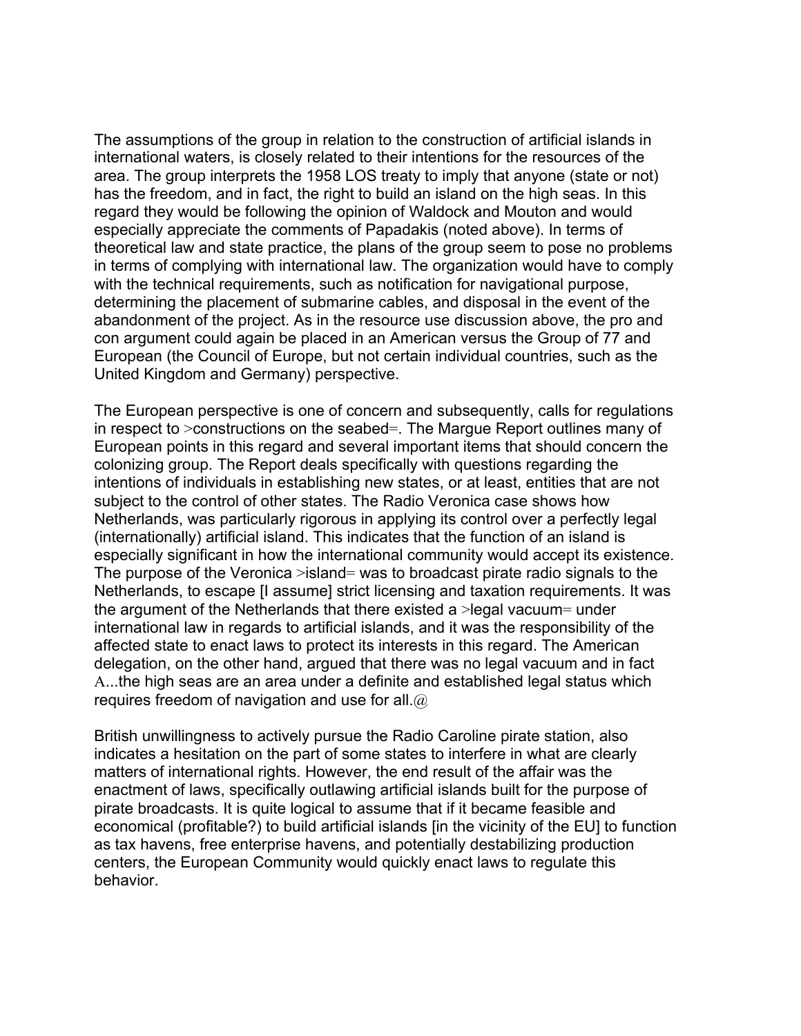The assumptions of the group in relation to the construction of artificial islands in international waters, is closely related to their intentions for the resources of the area. The group interprets the 1958 LOS treaty to imply that anyone (state or not) has the freedom, and in fact, the right to build an island on the high seas. In this regard they would be following the opinion of Waldock and Mouton and would especially appreciate the comments of Papadakis (noted above). In terms of theoretical law and state practice, the plans of the group seem to pose no problems in terms of complying with international law. The organization would have to comply with the technical requirements, such as notification for navigational purpose, determining the placement of submarine cables, and disposal in the event of the abandonment of the project. As in the resource use discussion above, the pro and con argument could again be placed in an American versus the Group of 77 and European (the Council of Europe, but not certain individual countries, such as the United Kingdom and Germany) perspective.

The European perspective is one of concern and subsequently, calls for regulations in respect to >constructions on the seabed=. The Margue Report outlines many of European points in this regard and several important items that should concern the colonizing group. The Report deals specifically with questions regarding the intentions of individuals in establishing new states, or at least, entities that are not subject to the control of other states. The Radio Veronica case shows how Netherlands, was particularly rigorous in applying its control over a perfectly legal (internationally) artificial island. This indicates that the function of an island is especially significant in how the international community would accept its existence. The purpose of the Veronica >island= was to broadcast pirate radio signals to the Netherlands, to escape [I assume] strict licensing and taxation requirements. It was the argument of the Netherlands that there existed a >legal vacuum= under international law in regards to artificial islands, and it was the responsibility of the affected state to enact laws to protect its interests in this regard. The American delegation, on the other hand, argued that there was no legal vacuum and in fact A...the high seas are an area under a definite and established legal status which requires freedom of navigation and use for all.@

British unwillingness to actively pursue the Radio Caroline pirate station, also indicates a hesitation on the part of some states to interfere in what are clearly matters of international rights. However, the end result of the affair was the enactment of laws, specifically outlawing artificial islands built for the purpose of pirate broadcasts. It is quite logical to assume that if it became feasible and economical (profitable?) to build artificial islands [in the vicinity of the EU] to function as tax havens, free enterprise havens, and potentially destabilizing production centers, the European Community would quickly enact laws to regulate this behavior.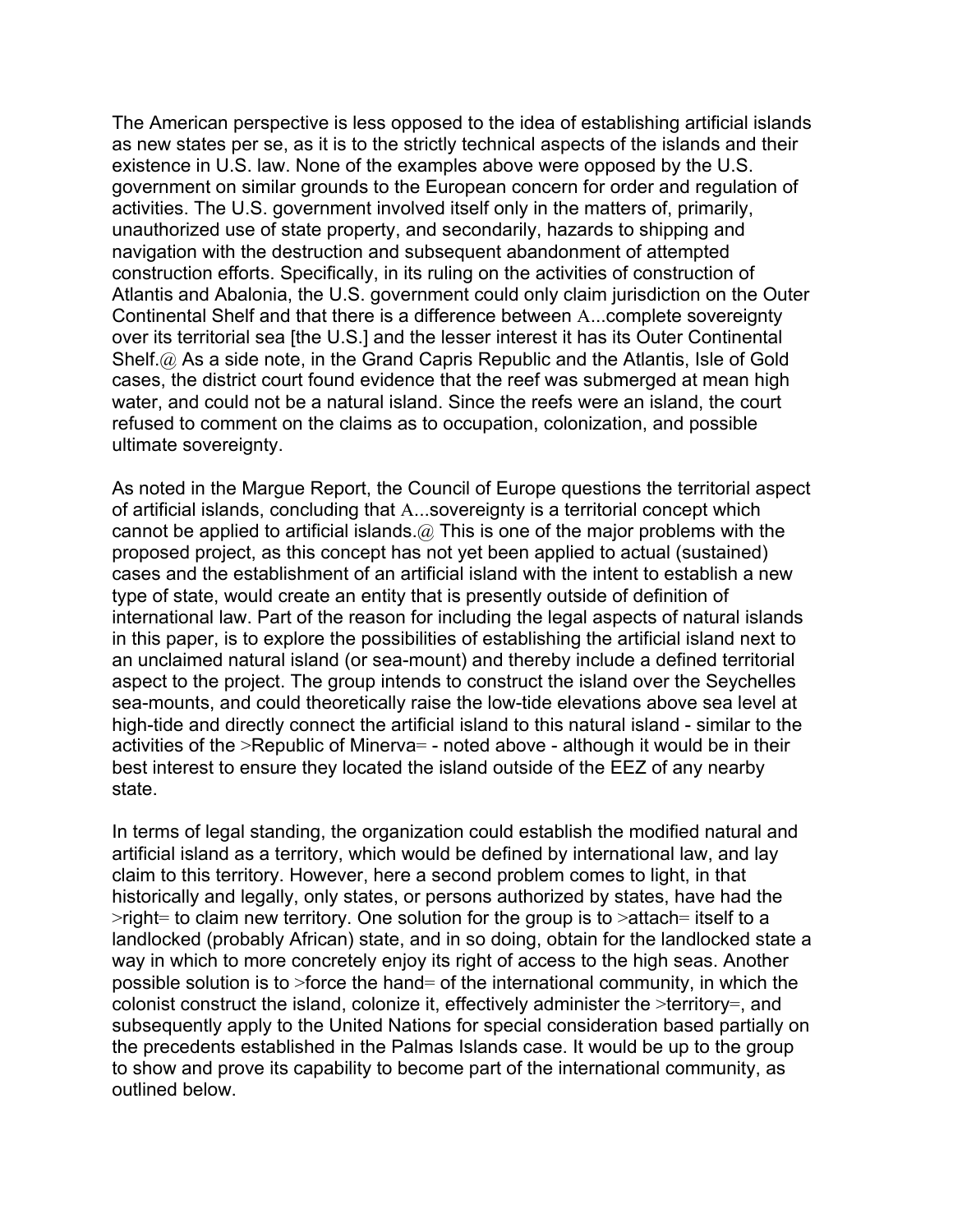The American perspective is less opposed to the idea of establishing artificial islands as new states per se, as it is to the strictly technical aspects of the islands and their existence in U.S. law. None of the examples above were opposed by the U.S. government on similar grounds to the European concern for order and regulation of activities. The U.S. government involved itself only in the matters of, primarily, unauthorized use of state property, and secondarily, hazards to shipping and navigation with the destruction and subsequent abandonment of attempted construction efforts. Specifically, in its ruling on the activities of construction of Atlantis and Abalonia, the U.S. government could only claim jurisdiction on the Outer Continental Shelf and that there is a difference between A...complete sovereignty over its territorial sea [the U.S.] and the lesser interest it has its Outer Continental Shelf.@ As a side note, in the Grand Capris Republic and the Atlantis, Isle of Gold cases, the district court found evidence that the reef was submerged at mean high water, and could not be a natural island. Since the reefs were an island, the court refused to comment on the claims as to occupation, colonization, and possible ultimate sovereignty.

As noted in the Margue Report, the Council of Europe questions the territorial aspect of artificial islands, concluding that A...sovereignty is a territorial concept which cannot be applied to artificial islands.@ This is one of the major problems with the proposed project, as this concept has not yet been applied to actual (sustained) cases and the establishment of an artificial island with the intent to establish a new type of state, would create an entity that is presently outside of definition of international law. Part of the reason for including the legal aspects of natural islands in this paper, is to explore the possibilities of establishing the artificial island next to an unclaimed natural island (or sea-mount) and thereby include a defined territorial aspect to the project. The group intends to construct the island over the Seychelles sea-mounts, and could theoretically raise the low-tide elevations above sea level at high-tide and directly connect the artificial island to this natural island - similar to the activities of the >Republic of Minerva= - noted above - although it would be in their best interest to ensure they located the island outside of the EEZ of any nearby state.

In terms of legal standing, the organization could establish the modified natural and artificial island as a territory, which would be defined by international law, and lay claim to this territory. However, here a second problem comes to light, in that historically and legally, only states, or persons authorized by states, have had the >right= to claim new territory. One solution for the group is to >attach= itself to a landlocked (probably African) state, and in so doing, obtain for the landlocked state a way in which to more concretely enjoy its right of access to the high seas. Another possible solution is to >force the hand= of the international community, in which the colonist construct the island, colonize it, effectively administer the >territory=, and subsequently apply to the United Nations for special consideration based partially on the precedents established in the Palmas Islands case. It would be up to the group to show and prove its capability to become part of the international community, as outlined below.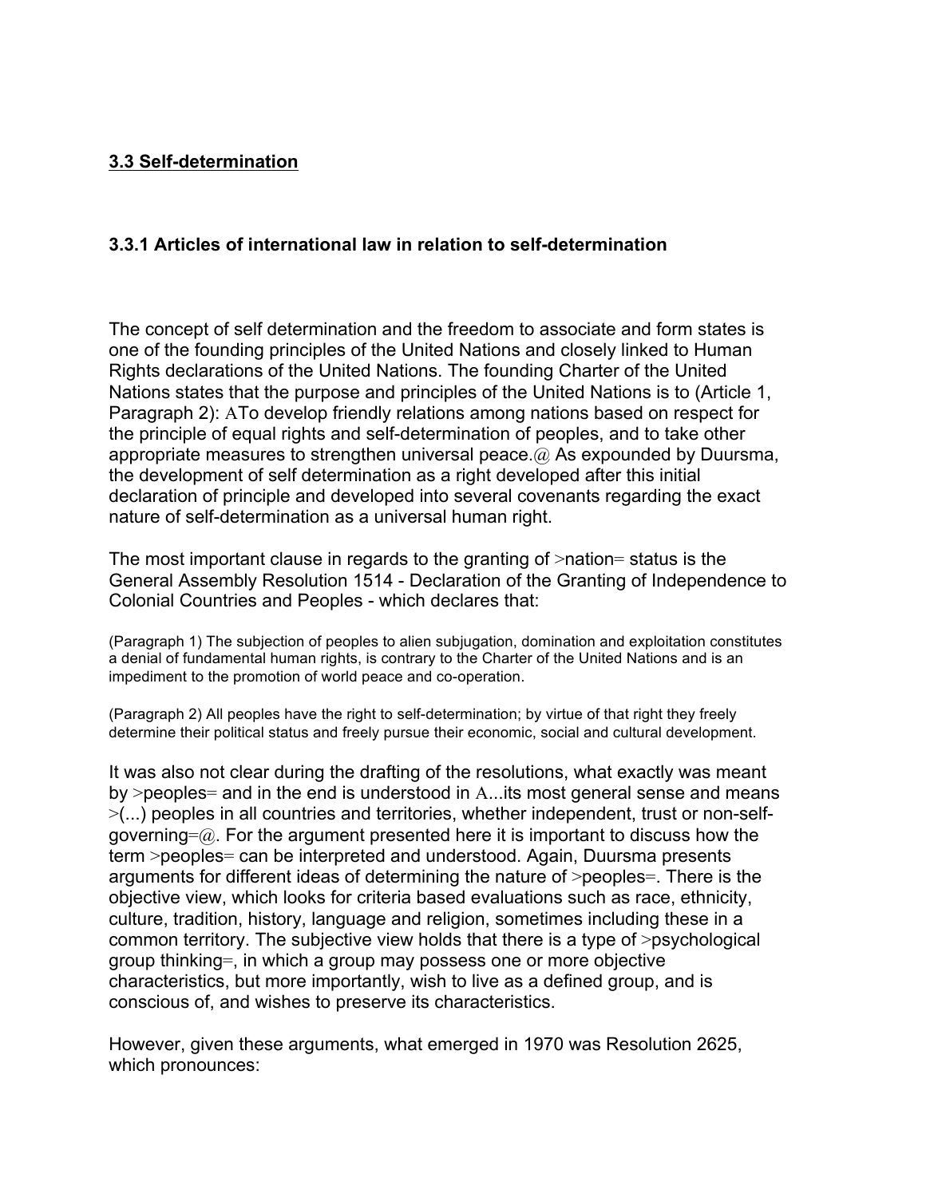### 3.3 Self-determination

### 3.3.1 Articles of international law in relation to self-determination

The concept of self determination and the freedom to associate and form states is one of the founding principles of the United Nations and closely linked to Human Rights declarations of the United Nations. The founding Charter of the United Nations states that the purpose and principles of the United Nations is to (Article 1, Paragraph 2): ATo develop friendly relations among nations based on respect for the principle of equal rights and self-determination of peoples, and to take other appropriate measures to strengthen universal peace.@ As expounded by Duursma, the development of self determination as a right developed after this initial declaration of principle and developed into several covenants regarding the exact nature of self-determination as a universal human right.

The most important clause in regards to the granting of >nation= status is the General Assembly Resolution 1514 - Declaration of the Granting of Independence to Colonial Countries and Peoples - which declares that:

(Paragraph 1) The subjection of peoples to alien subjugation, domination and exploitation constitutes a denial of fundamental human rights, is contrary to the Charter of the United Nations and is an impediment to the promotion of world peace and co-operation.

(Paragraph 2) All peoples have the right to self-determination; by virtue of that right they freely determine their political status and freely pursue their economic, social and cultural development.

It was also not clear during the drafting of the resolutions, what exactly was meant by >peoples= and in the end is understood in A...its most general sense and means >(...) peoples in all countries and territories, whether independent, trust or non-self-governing=@. For the argument presented here it is important to discuss how the term >peoples= can be interpreted and understood. Again, Duursma presents arguments for different ideas of determining the nature of >peoples=. There is the objective view, which looks for criteria based evaluations such as race, ethnicity, culture, tradition, history, language and religion, sometimes including these in a common territory. The subjective view holds that there is a type of >psychological group thinking=, in which a group may possess one or more objective characteristics, but more importantly, wish to live as a defined group, and is conscious of, and wishes to preserve its characteristics.

However, given these arguments, what emerged in 1970 was Resolution 2625, which pronounces: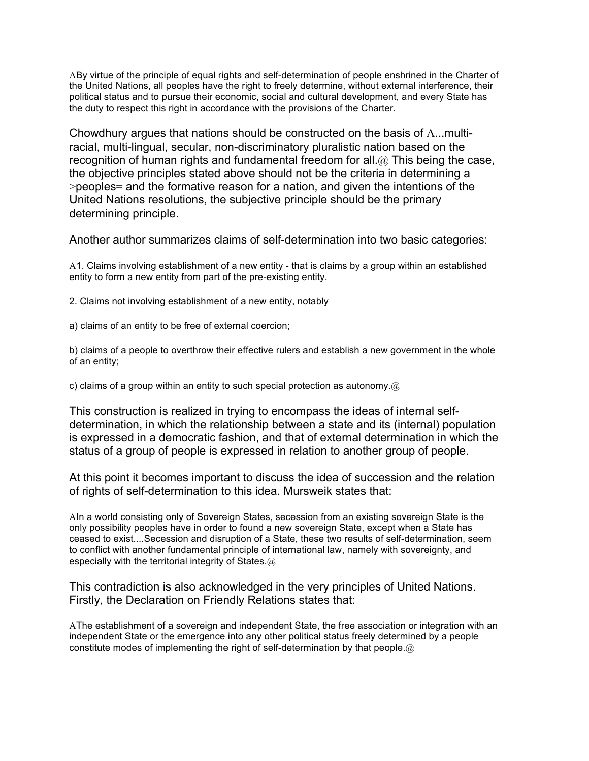ABy virtue of the principle of equal rights and self-determination of people enshrined in the Charter of the United Nations, all peoples have the right to freely determine, without external interference, their political status and to pursue their economic, social and cultural development, and every State has the duty to respect this right in accordance with the provisions of the Charter.

Chowdhury argues that nations should be constructed on the basis of A...multi-racial, multi-lingual, secular, non-discriminatory pluralistic nation based on the recognition of human rights and fundamental freedom for all.@ This being the case, the objective principles stated above should not be the criteria in determining a >peoples= and the formative reason for a nation, and given the intentions of the United Nations resolutions, the subjective principle should be the primary determining principle.

Another author summarizes claims of self-determination into two basic categories:

A1. Claims involving establishment of a new entity - that is claims by a group within an established entity to form a new entity from part of the pre-existing entity.

2. Claims not involving establishment of a new entity, notably

a) claims of an entity to be free of external coercion;

b) claims of a people to overthrow their effective rulers and establish a new government in the whole of an entity;

c) claims of a group within an entity to such special protection as autonomy.@

This construction is realized in trying to encompass the ideas of internal self-determination, in which the relationship between a state and its (internal) population is expressed in a democratic fashion, and that of external determination in which the status of a group of people is expressed in relation to another group of people.

At this point it becomes important to discuss the idea of succession and the relation of rights of self-determination to this idea. Mursweik states that:

AIn a world consisting only of Sovereign States, secession from an existing sovereign State is the only possibility peoples have in order to found a new sovereign State, except when a State has ceased to exist....Secession and disruption of a State, these two results of self-determination, seem to conflict with another fundamental principle of international law, namely with sovereignty, and especially with the territorial integrity of States.@

This contradiction is also acknowledged in the very principles of United Nations. Firstly, the Declaration on Friendly Relations states that:

AThe establishment of a sovereign and independent State, the free association or integration with an independent State or the emergence into any other political status freely determined by a people constitute modes of implementing the right of self-determination by that people.@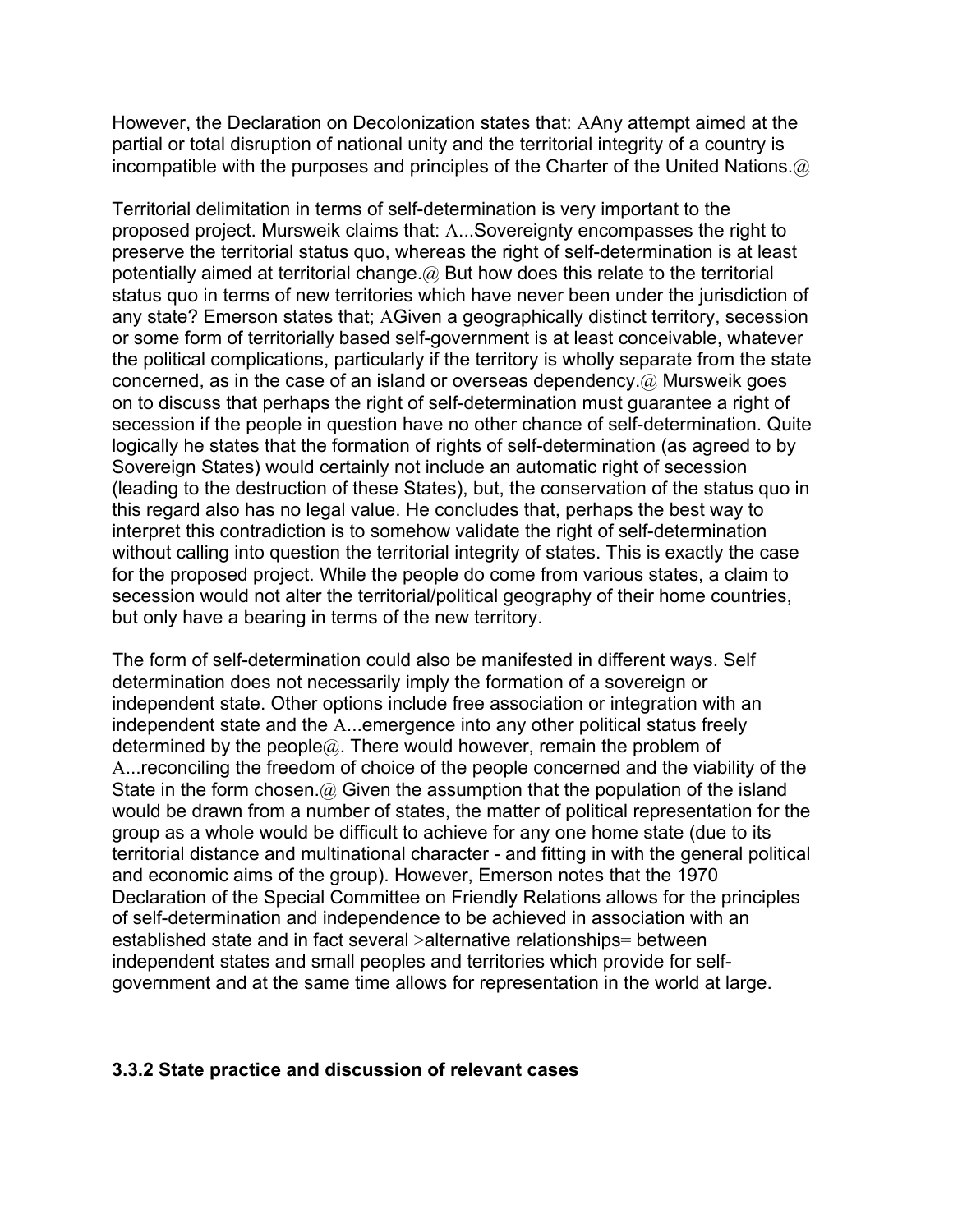However, the Declaration on Decolonization states that: AAny attempt aimed at the partial or total disruption of national unity and the territorial integrity of a country is incompatible with the purposes and principles of the Charter of the United Nations.@

Territorial delimitation in terms of self-determination is very important to the proposed project. Mursweik claims that: A...Sovereignty encompasses the right to preserve the territorial status quo, whereas the right of self-determination is at least potentially aimed at territorial change.@ But how does this relate to the territorial status quo in terms of new territories which have never been under the jurisdiction of any state? Emerson states that; AGiven a geographically distinct territory, secession or some form of territorially based self-government is at least conceivable, whatever the political complications, particularly if the territory is wholly separate from the state concerned, as in the case of an island or overseas dependency.@ Mursweik goes on to discuss that perhaps the right of self-determination must guarantee a right of secession if the people in question have no other chance of self-determination. Quite logically he states that the formation of rights of self-determination (as agreed to by Sovereign States) would certainly not include an automatic right of secession (leading to the destruction of these States), but, the conservation of the status quo in this regard also has no legal value. He concludes that, perhaps the best way to interpret this contradiction is to somehow validate the right of self-determination without calling into question the territorial integrity of states. This is exactly the case for the proposed project. While the people do come from various states, a claim to secession would not alter the territorial/political geography of their home countries, but only have a bearing in terms of the new territory.

The form of self-determination could also be manifested in different ways. Self determination does not necessarily imply the formation of a sovereign or independent state. Other options include free association or integration with an independent state and the A...emergence into any other political status freely determined by the people@. There would however, remain the problem of A...reconciling the freedom of choice of the people concerned and the viability of the State in the form chosen.@ Given the assumption that the population of the island would be drawn from a number of states, the matter of political representation for the group as a whole would be difficult to achieve for any one home state (due to its territorial distance and multinational character - and fitting in with the general political and economic aims of the group). However, Emerson notes that the 1970 Declaration of the Special Committee on Friendly Relations allows for the principles of self-determination and independence to be achieved in association with an established state and in fact several >alternative relationships= between independent states and small peoples and territories which provide for self-government and at the same time allows for representation in the world at large.

### 3.3.2 State practice and discussion of relevant cases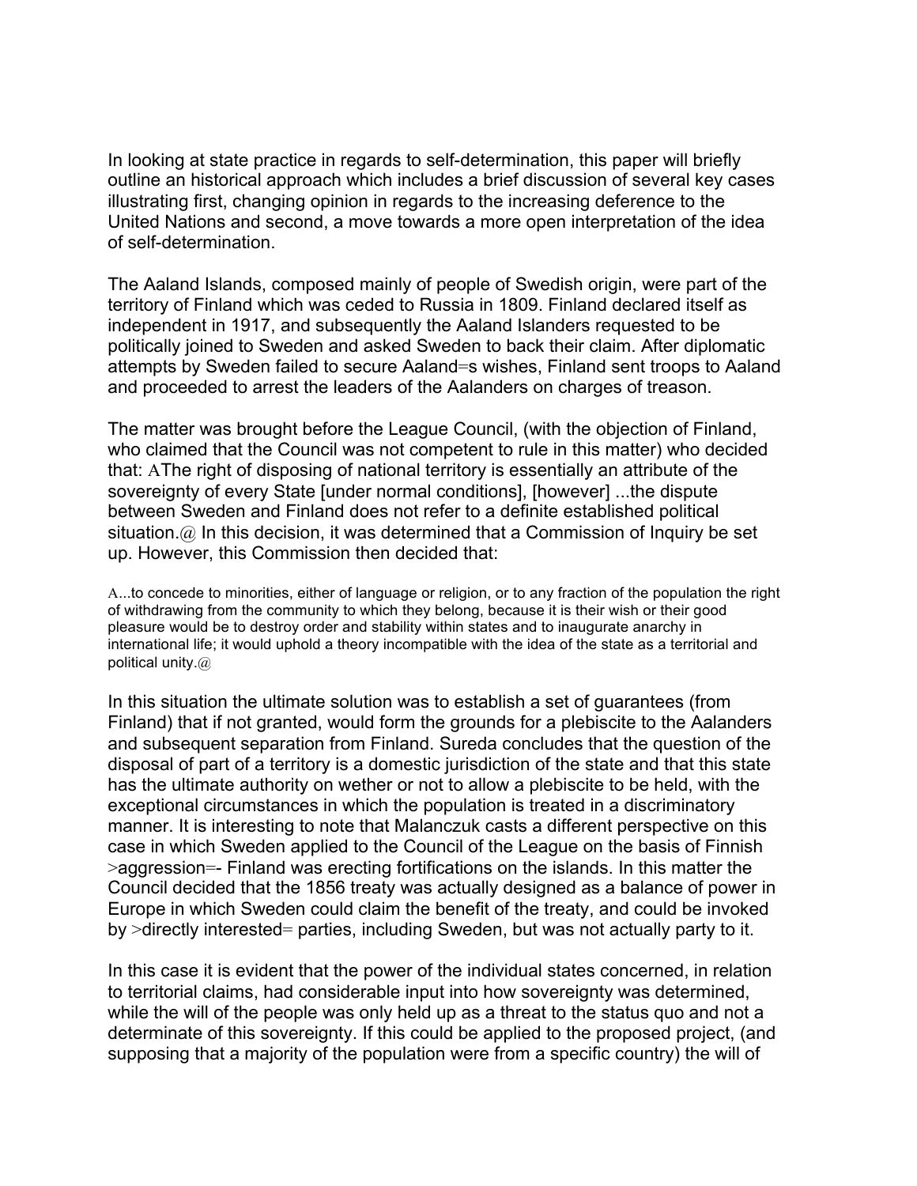In looking at state practice in regards to self-determination, this paper will briefly outline an historical approach which includes a brief discussion of several key cases illustrating first, changing opinion in regards to the increasing deference to the United Nations and second, a move towards a more open interpretation of the idea of self-determination.

The Aaland Islands, composed mainly of people of Swedish origin, were part of the territory of Finland which was ceded to Russia in 1809. Finland declared itself as independent in 1917, and subsequently the Aaland Islanders requested to be politically joined to Sweden and asked Sweden to back their claim. After diplomatic attempts by Sweden failed to secure Aaland=s wishes, Finland sent troops to Aaland and proceeded to arrest the leaders of the Aalanders on charges of treason.

The matter was brought before the League Council, (with the objection of Finland, who claimed that the Council was not competent to rule in this matter) who decided that: AThe right of disposing of national territory is essentially an attribute of the sovereignty of every State [under normal conditions], [however] ...the dispute between Sweden and Finland does not refer to a definite established political situation.@ In this decision, it was determined that a Commission of Inquiry be set up. However, this Commission then decided that:

> A...to concede to minorities, either of language or religion, or to any fraction of the population the right of withdrawing from the community to which they belong, because it is their wish or their good pleasure would be to destroy order and stability within states and to inaugurate anarchy in international life; it would uphold a theory incompatible with the idea of the state as a territorial and political unity.@

In this situation the ultimate solution was to establish a set of guarantees (from Finland) that if not granted, would form the grounds for a plebiscite to the Aalanders and subsequent separation from Finland. Sureda concludes that the question of the disposal of part of a territory is a domestic jurisdiction of the state and that this state has the ultimate authority on wether or not to allow a plebiscite to be held, with the exceptional circumstances in which the population is treated in a discriminatory manner. It is interesting to note that Malanczuk casts a different perspective on this case in which Sweden applied to the Council of the League on the basis of Finnish >aggression=- Finland was erecting fortifications on the islands. In this matter the Council decided that the 1856 treaty was actually designed as a balance of power in Europe in which Sweden could claim the benefit of the treaty, and could be invoked by >directly interested= parties, including Sweden, but was not actually party to it.

In this case it is evident that the power of the individual states concerned, in relation to territorial claims, had considerable input into how sovereignty was determined, while the will of the people was only held up as a threat to the status quo and not a determinate of this sovereignty. If this could be applied to the proposed project, (and supposing that a majority of the population were from a specific country) the will of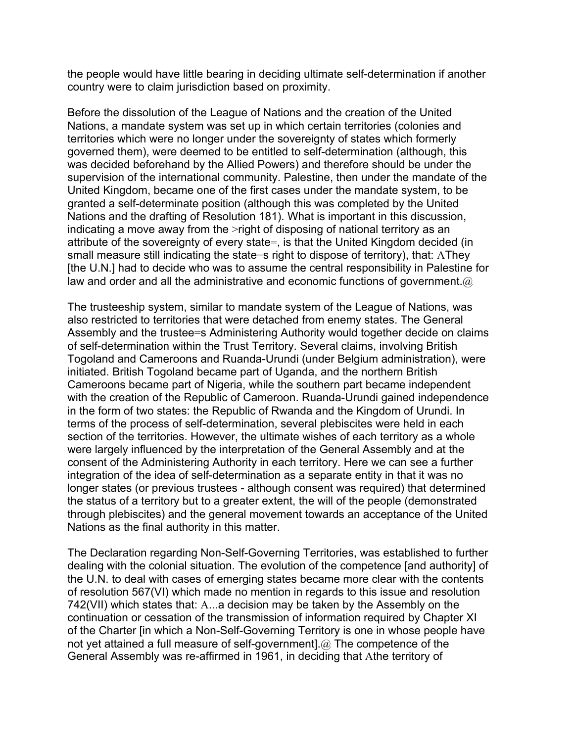the people would have little bearing in deciding ultimate self-determination if another country were to claim jurisdiction based on proximity.

Before the dissolution of the League of Nations and the creation of the United Nations, a mandate system was set up in which certain territories (colonies and territories which were no longer under the sovereignty of states which formerly governed them), were deemed to be entitled to self-determination (although, this was decided beforehand by the Allied Powers) and therefore should be under the supervision of the international community. Palestine, then under the mandate of the United Kingdom, became one of the first cases under the mandate system, to be granted a self-determinate position (although this was completed by the United Nations and the drafting of Resolution 181). What is important in this discussion, indicating a move away from the >right of disposing of national territory as an attribute of the sovereignty of every state=, is that the United Kingdom decided (in small measure still indicating the state=s right to dispose of territory), that: AThey [the U.N.] had to decide who was to assume the central responsibility in Palestine for law and order and all the administrative and economic functions of government.@

The trusteeship system, similar to mandate system of the League of Nations, was also restricted to territories that were detached from enemy states. The General Assembly and the trustee=s Administering Authority would together decide on claims of self-determination within the Trust Territory. Several claims, involving British Togoland and Cameroons and Ruanda-Urundi (under Belgium administration), were initiated. British Togoland became part of Uganda, and the northern British Cameroons became part of Nigeria, while the southern part became independent with the creation of the Republic of Cameroon. Ruanda-Urundi gained independence in the form of two states: the Republic of Rwanda and the Kingdom of Urundi. In terms of the process of self-determination, several plebiscites were held in each section of the territories. However, the ultimate wishes of each territory as a whole were largely influenced by the interpretation of the General Assembly and at the consent of the Administering Authority in each territory. Here we can see a further integration of the idea of self-determination as a separate entity in that it was no longer states (or previous trustees - although consent was required) that determined the status of a territory but to a greater extent, the will of the people (demonstrated through plebiscites) and the general movement towards an acceptance of the United Nations as the final authority in this matter.

The Declaration regarding Non-Self-Governing Territories, was established to further dealing with the colonial situation. The evolution of the competence [and authority] of the U.N. to deal with cases of emerging states became more clear with the contents of resolution 567(VI) which made no mention in regards to this issue and resolution 742(VII) which states that: A...a decision may be taken by the Assembly on the continuation or cessation of the transmission of information required by Chapter XI of the Charter [in which a Non-Self-Governing Territory is one in whose people have not yet attained a full measure of self-government].@ The competence of the General Assembly was re-affirmed in 1961, in deciding that Athe territory of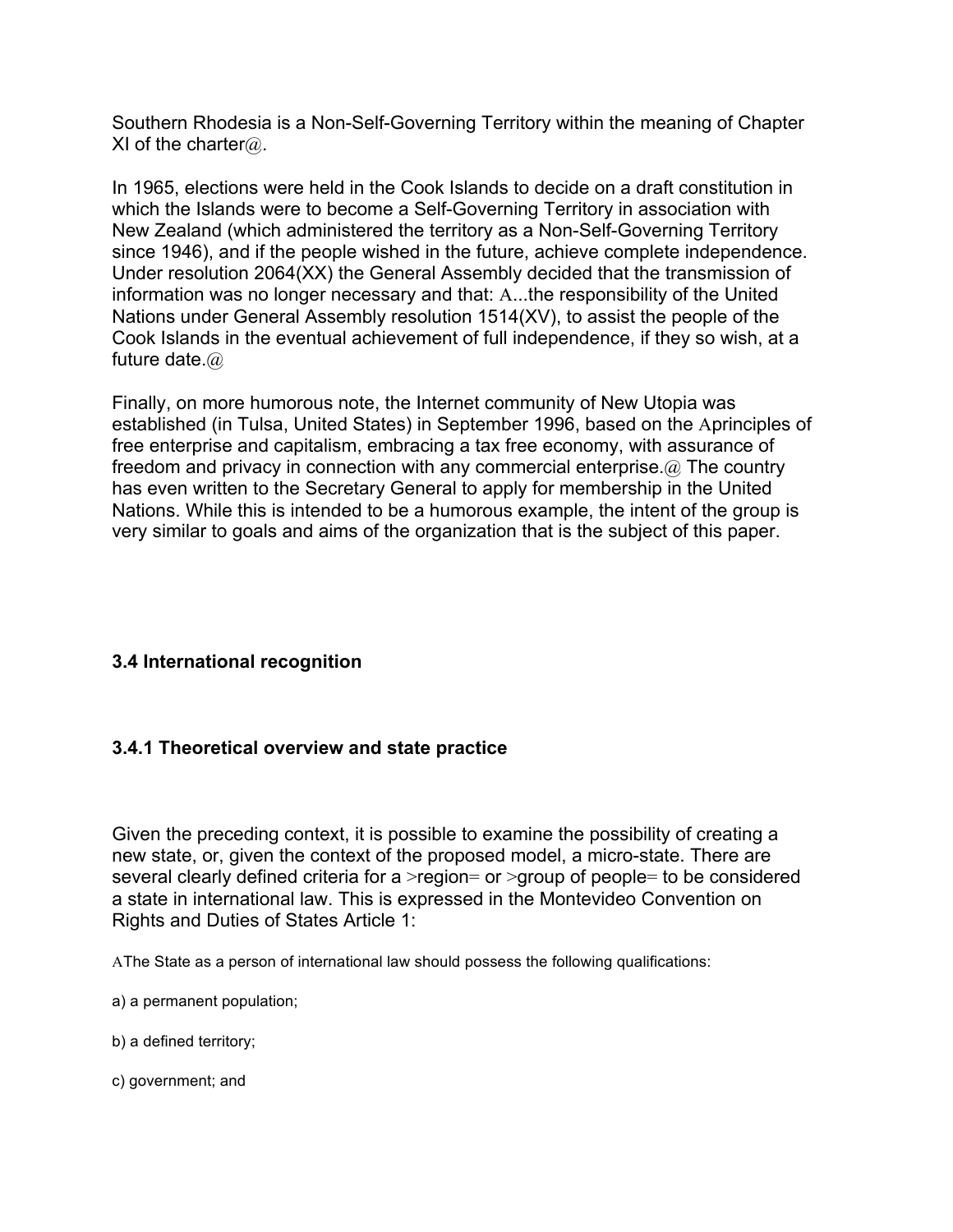Southern Rhodesia is a Non-Self-Governing Territory within the meaning of Chapter XI of the charter@.

In 1965, elections were held in the Cook Islands to decide on a draft constitution in which the Islands were to become a Self-Governing Territory in association with New Zealand (which administered the territory as a Non-Self-Governing Territory since 1946), and if the people wished in the future, achieve complete independence. Under resolution 2064(XX) the General Assembly decided that the transmission of information was no longer necessary and that: A...the responsibility of the United Nations under General Assembly resolution 1514(XV), to assist the people of the Cook Islands in the eventual achievement of full independence, if they so wish, at a future date.@

Finally, on more humorous note, the Internet community of New Utopia was established (in Tulsa, United States) in September 1996, based on the Aprinciples of free enterprise and capitalism, embracing a tax free economy, with assurance of freedom and privacy in connection with any commercial enterprise.@ The country has even written to the Secretary General to apply for membership in the United Nations. While this is intended to be a humorous example, the intent of the group is very similar to goals and aims of the organization that is the subject of this paper.

### 3.4 International recognition

#### 3.4.1 Theoretical overview and state practice

Given the preceding context, it is possible to examine the possibility of creating a new state, or, given the context of the proposed model, a micro-state. There are several clearly defined criteria for a >region= or >group of people= to be considered a state in international law. This is expressed in the Montevideo Convention on Rights and Duties of States Article 1:

AThe State as a person of international law should possess the following qualifications:

a) a permanent population;

b) a defined territory;

c) government; and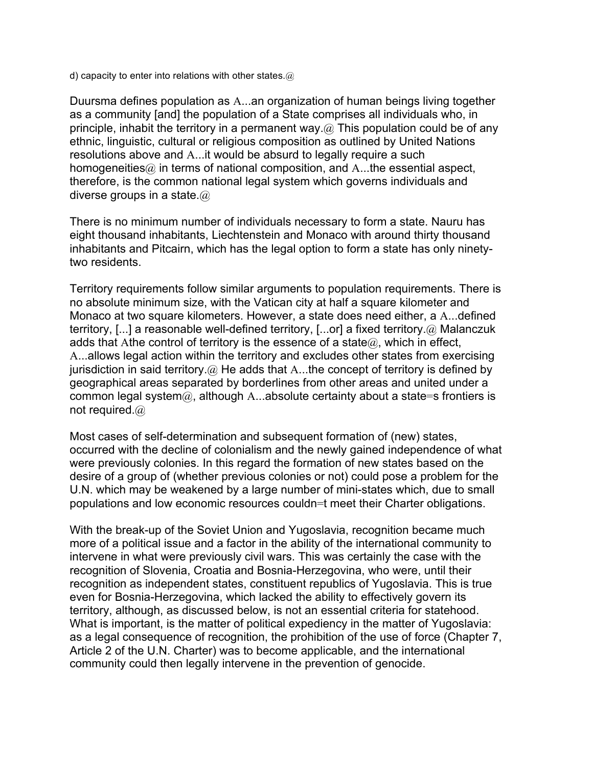d) capacity to enter into relations with other states.@

Duursma defines population as A...an organization of human beings living together as a community [and] the population of a State comprises all individuals who, in principle, inhabit the territory in a permanent way.@ This population could be of any ethnic, linguistic, cultural or religious composition as outlined by United Nations resolutions above and A...it would be absurd to legally require a such homogeneities@ in terms of national composition, and A...the essential aspect, therefore, is the common national legal system which governs individuals and diverse groups in a state.@

There is no minimum number of individuals necessary to form a state. Nauru has eight thousand inhabitants, Liechtenstein and Monaco with around thirty thousand inhabitants and Pitcairn, which has the legal option to form a state has only ninety-two residents.

Territory requirements follow similar arguments to population requirements. There is no absolute minimum size, with the Vatican city at half a square kilometer and Monaco at two square kilometers. However, a state does need either, a A...defined territory, [...] a reasonable well-defined territory, [...or] a fixed territory.@ Malanczuk adds that Athe control of territory is the essence of a state@, which in effect, A...allows legal action within the territory and excludes other states from exercising jurisdiction in said territory.@ He adds that A...the concept of territory is defined by geographical areas separated by borderlines from other areas and united under a common legal system@, although A...absolute certainty about a state=s frontiers is not required.@

Most cases of self-determination and subsequent formation of (new) states, occurred with the decline of colonialism and the newly gained independence of what were previously colonies. In this regard the formation of new states based on the desire of a group of (whether previous colonies or not) could pose a problem for the U.N. which may be weakened by a large number of mini-states which, due to small populations and low economic resources couldn=t meet their Charter obligations.

With the break-up of the Soviet Union and Yugoslavia, recognition became much more of a political issue and a factor in the ability of the international community to intervene in what were previously civil wars. This was certainly the case with the recognition of Slovenia, Croatia and Bosnia-Herzegovina, who were, until their recognition as independent states, constituent republics of Yugoslavia. This is true even for Bosnia-Herzegovina, which lacked the ability to effectively govern its territory, although, as discussed below, is not an essential criteria for statehood. What is important, is the matter of political expediency in the matter of Yugoslavia: as a legal consequence of recognition, the prohibition of the use of force (Chapter 7, Article 2 of the U.N. Charter) was to become applicable, and the international community could then legally intervene in the prevention of genocide.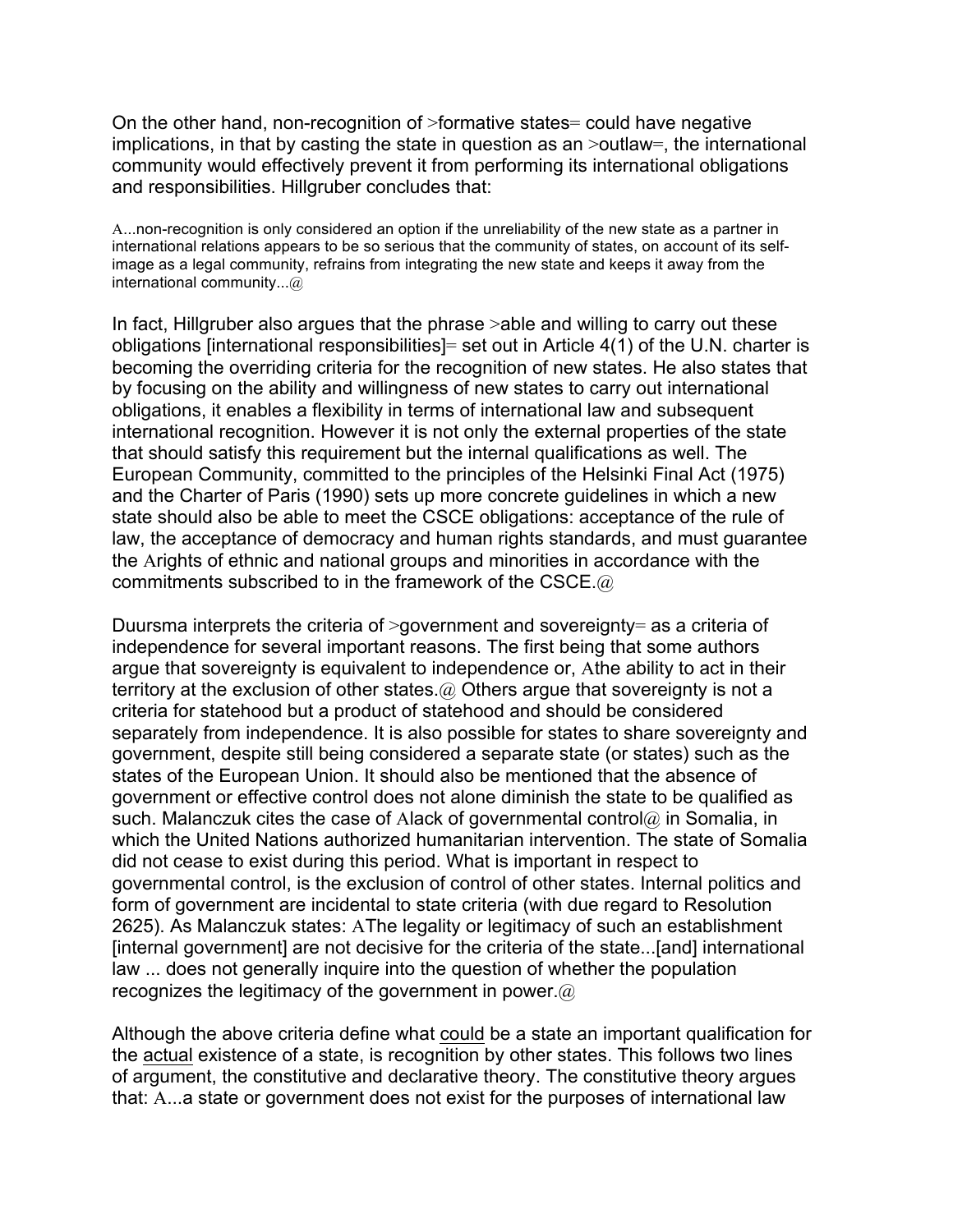On the other hand, non-recognition of >formative states= could have negative implications, in that by casting the state in question as an >outlaw=, the international community would effectively prevent it from performing its international obligations and responsibilities. Hillgruber concludes that:

> A...non-recognition is only considered an option if the unreliability of the new state as a partner in international relations appears to be so serious that the community of states, on account of its self-image as a legal community, refrains from integrating the new state and keeps it away from the international community...@

In fact, Hillgruber also argues that the phrase >able and willing to carry out these obligations [international responsibilities]= set out in Article 4(1) of the U.N. charter is becoming the overriding criteria for the recognition of new states. He also states that by focusing on the ability and willingness of new states to carry out international obligations, it enables a flexibility in terms of international law and subsequent international recognition. However it is not only the external properties of the state that should satisfy this requirement but the internal qualifications as well. The European Community, committed to the principles of the Helsinki Final Act (1975) and the Charter of Paris (1990) sets up more concrete guidelines in which a new state should also be able to meet the CSCE obligations: acceptance of the rule of law, the acceptance of democracy and human rights standards, and must guarantee the Arights of ethnic and national groups and minorities in accordance with the commitments subscribed to in the framework of the CSCE.@

Duursma interprets the criteria of >government and sovereignty= as a criteria of independence for several important reasons. The first being that some authors argue that sovereignty is equivalent to independence or, Athe ability to act in their territory at the exclusion of other states.@ Others argue that sovereignty is not a criteria for statehood but a product of statehood and should be considered separately from independence. It is also possible for states to share sovereignty and government, despite still being considered a separate state (or states) such as the states of the European Union. It should also be mentioned that the absence of government or effective control does not alone diminish the state to be qualified as such. Malanczuk cites the case of Alack of governmental control@ in Somalia, in which the United Nations authorized humanitarian intervention. The state of Somalia did not cease to exist during this period. What is important in respect to governmental control, is the exclusion of control of other states. Internal politics and form of government are incidental to state criteria (with due regard to Resolution 2625). As Malanczuk states: AThe legality or legitimacy of such an establishment [internal government] are not decisive for the criteria of the state...[and] international law ... does not generally inquire into the question of whether the population recognizes the legitimacy of the government in power.@

Although the above criteria define what <u>could</u> be a state an important qualification for the <u>actual</u> existence of a state, is recognition by other states. This follows two lines of argument, the constitutive and declarative theory. The constitutive theory argues that: A...a state or government does not exist for the purposes of international law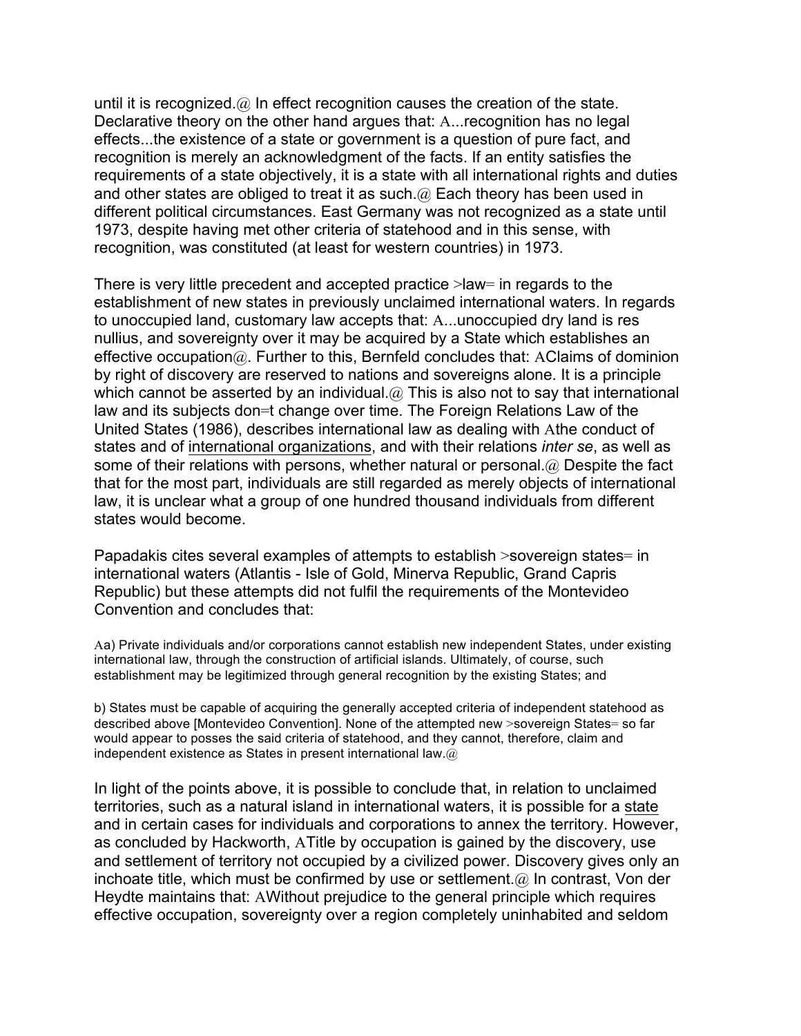until it is recognized.@ In effect recognition causes the creation of the state. Declarative theory on the other hand argues that: A...recognition has no legal effects...the existence of a state or government is a question of pure fact, and recognition is merely an acknowledgment of the facts. If an entity satisfies the requirements of a state objectively, it is a state with all international rights and duties and other states are obliged to treat it as such.@ Each theory has been used in different political circumstances. East Germany was not recognized as a state until 1973, despite having met other criteria of statehood and in this sense, with recognition, was constituted (at least for western countries) in 1973.

There is very little precedent and accepted practice >law= in regards to the establishment of new states in previously unclaimed international waters. In regards to unoccupied land, customary law accepts that: A...unoccupied dry land is res nullius, and sovereignty over it may be acquired by a State which establishes an effective occupation@. Further to this, Bernfeld concludes that: AClaims of dominion by right of discovery are reserved to nations and sovereigns alone. It is a principle which cannot be asserted by an individual.@ This is also not to say that international law and its subjects don=t change over time. The Foreign Relations Law of the United States (1986), describes international law as dealing with Athe conduct of states and of international organizations, and with their relations *inter se*, as well as some of their relations with persons, whether natural or personal.@ Despite the fact that for the most part, individuals are still regarded as merely objects of international law, it is unclear what a group of one hundred thousand individuals from different states would become.

Papadakis cites several examples of attempts to establish >sovereign states= in international waters (Atlantis - Isle of Gold, Minerva Republic, Grand Capris Republic) but these attempts did not fulfil the requirements of the Montevideo Convention and concludes that:

Aa) Private individuals and/or corporations cannot establish new independent States, under existing international law, through the construction of artificial islands. Ultimately, of course, such establishment may be legitimized through general recognition by the existing States; and

b) States must be capable of acquiring the generally accepted criteria of independent statehood as described above [Montevideo Convention]. None of the attempted new >sovereign States= so far would appear to posses the said criteria of statehood, and they cannot, therefore, claim and independent existence as States in present international law.@

In light of the points above, it is possible to conclude that, in relation to unclaimed territories, such as a natural island in international waters, it is possible for a state and in certain cases for individuals and corporations to annex the territory. However, as concluded by Hackworth, ATitle by occupation is gained by the discovery, use and settlement of territory not occupied by a civilized power. Discovery gives only an inchoate title, which must be confirmed by use or settlement.@ In contrast, Von der Heydte maintains that: AWithout prejudice to the general principle which requires effective occupation, sovereignty over a region completely uninhabited and seldom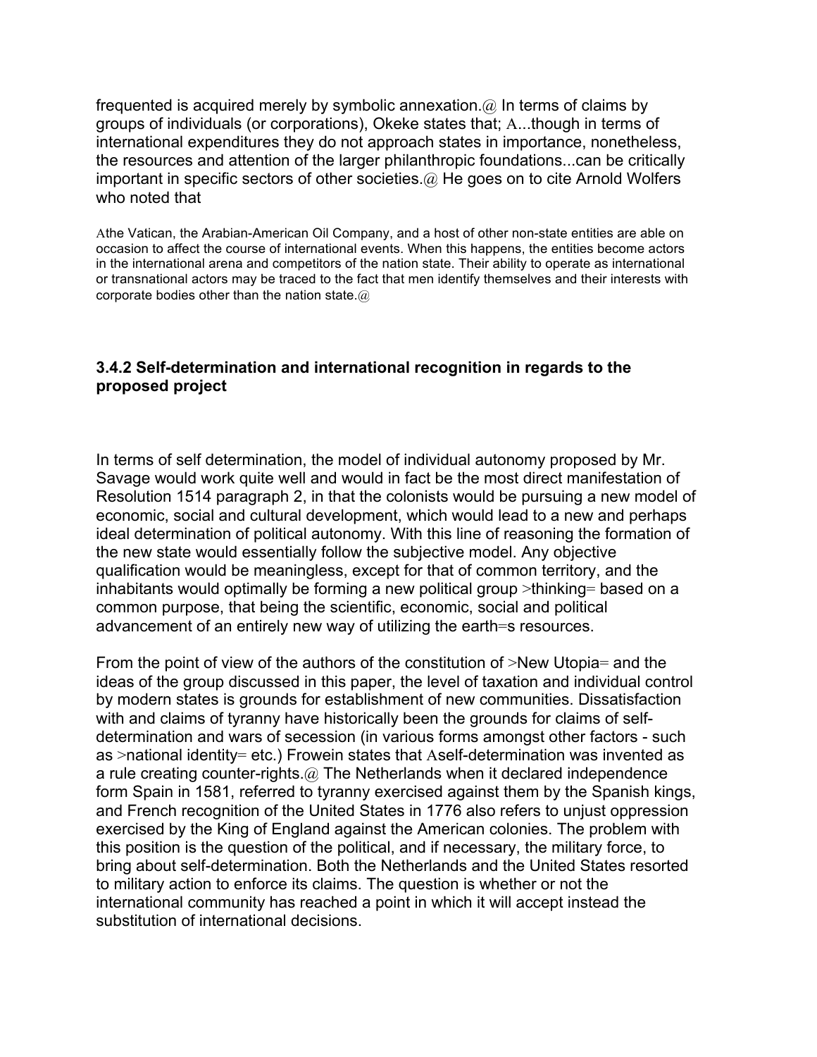frequented is acquired merely by symbolic annexation.@ In terms of claims by groups of individuals (or corporations), Okeke states that; A...though in terms of international expenditures they do not approach states in importance, nonetheless, the resources and attention of the larger philanthropic foundations...can be critically important in specific sectors of other societies.@ He goes on to cite Arnold Wolfers who noted that

> Athe Vatican, the Arabian-American Oil Company, and a host of other non-state entities are able on occasion to affect the course of international events. When this happens, the entities become actors in the international arena and competitors of the nation state. Their ability to operate as international or transnational actors may be traced to the fact that men identify themselves and their interests with corporate bodies other than the nation state.@

### 3.4.2 Self-determination and international recognition in regards to the proposed project

In terms of self determination, the model of individual autonomy proposed by Mr. Savage would work quite well and would in fact be the most direct manifestation of Resolution 1514 paragraph 2, in that the colonists would be pursuing a new model of economic, social and cultural development, which would lead to a new and perhaps ideal determination of political autonomy. With this line of reasoning the formation of the new state would essentially follow the subjective model. Any objective qualification would be meaningless, except for that of common territory, and the inhabitants would optimally be forming a new political group >thinking= based on a common purpose, that being the scientific, economic, social and political advancement of an entirely new way of utilizing the earth=s resources.

From the point of view of the authors of the constitution of >New Utopia= and the ideas of the group discussed in this paper, the level of taxation and individual control by modern states is grounds for establishment of new communities. Dissatisfaction with and claims of tyranny have historically been the grounds for claims of self-determination and wars of secession (in various forms amongst other factors - such as >national identity= etc.) Frowein states that Aself-determination was invented as a rule creating counter-rights.@ The Netherlands when it declared independence form Spain in 1581, referred to tyranny exercised against them by the Spanish kings, and French recognition of the United States in 1776 also refers to unjust oppression exercised by the King of England against the American colonies. The problem with this position is the question of the political, and if necessary, the military force, to bring about self-determination. Both the Netherlands and the United States resorted to military action to enforce its claims. The question is whether or not the international community has reached a point in which it will accept instead the substitution of international decisions.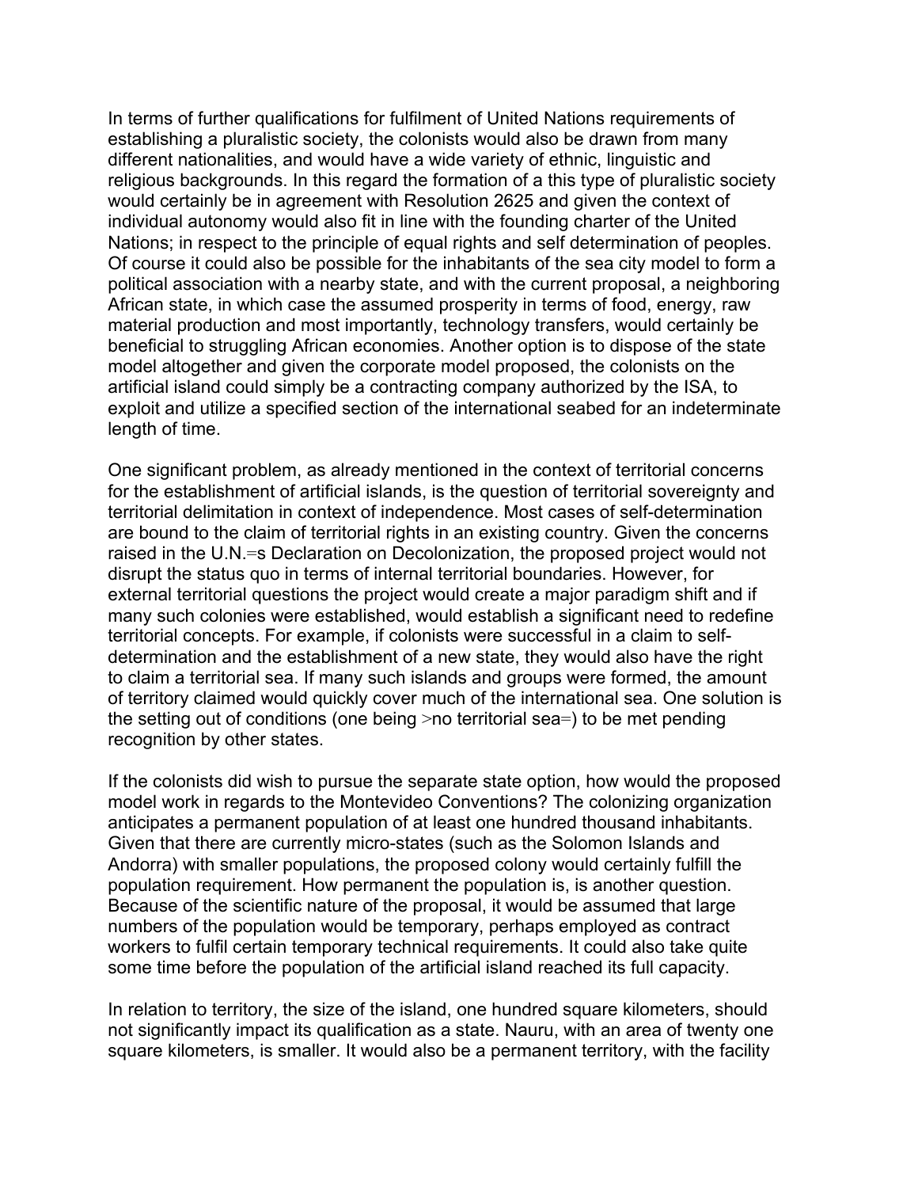In terms of further qualifications for fulfilment of United Nations requirements of establishing a pluralistic society, the colonists would also be drawn from many different nationalities, and would have a wide variety of ethnic, linguistic and religious backgrounds. In this regard the formation of a this type of pluralistic society would certainly be in agreement with Resolution 2625 and given the context of individual autonomy would also fit in line with the founding charter of the United Nations; in respect to the principle of equal rights and self determination of peoples. Of course it could also be possible for the inhabitants of the sea city model to form a political association with a nearby state, and with the current proposal, a neighboring African state, in which case the assumed prosperity in terms of food, energy, raw material production and most importantly, technology transfers, would certainly be beneficial to struggling African economies. Another option is to dispose of the state model altogether and given the corporate model proposed, the colonists on the artificial island could simply be a contracting company authorized by the ISA, to exploit and utilize a specified section of the international seabed for an indeterminate length of time.

One significant problem, as already mentioned in the context of territorial concerns for the establishment of artificial islands, is the question of territorial sovereignty and territorial delimitation in context of independence. Most cases of self-determination are bound to the claim of territorial rights in an existing country. Given the concerns raised in the U.N.=s Declaration on Decolonization, the proposed project would not disrupt the status quo in terms of internal territorial boundaries. However, for external territorial questions the project would create a major paradigm shift and if many such colonies were established, would establish a significant need to redefine territorial concepts. For example, if colonists were successful in a claim to self-determination and the establishment of a new state, they would also have the right to claim a territorial sea. If many such islands and groups were formed, the amount of territory claimed would quickly cover much of the international sea. One solution is the setting out of conditions (one being >no territorial sea=) to be met pending recognition by other states.

If the colonists did wish to pursue the separate state option, how would the proposed model work in regards to the Montevideo Conventions? The colonizing organization anticipates a permanent population of at least one hundred thousand inhabitants. Given that there are currently micro-states (such as the Solomon Islands and Andorra) with smaller populations, the proposed colony would certainly fulfill the population requirement. How permanent the population is, is another question. Because of the scientific nature of the proposal, it would be assumed that large numbers of the population would be temporary, perhaps employed as contract workers to fulfil certain temporary technical requirements. It could also take quite some time before the population of the artificial island reached its full capacity.

In relation to territory, the size of the island, one hundred square kilometers, should not significantly impact its qualification as a state. Nauru, with an area of twenty one square kilometers, is smaller. It would also be a permanent territory, with the facility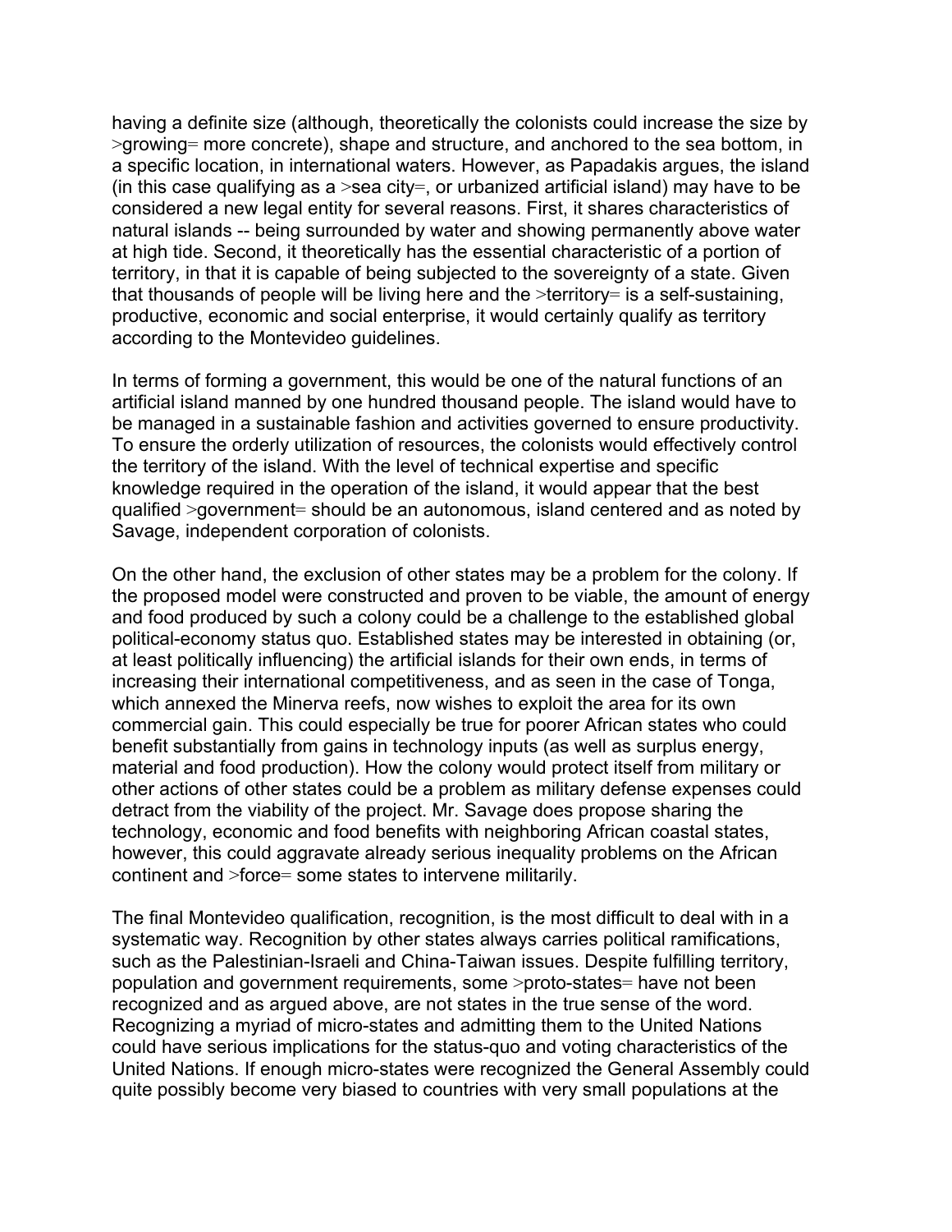having a definite size (although, theoretically the colonists could increase the size by >growing= more concrete), shape and structure, and anchored to the sea bottom, in a specific location, in international waters. However, as Papadakis argues, the island (in this case qualifying as a >sea city=, or urbanized artificial island) may have to be considered a new legal entity for several reasons. First, it shares characteristics of natural islands -- being surrounded by water and showing permanently above water at high tide. Second, it theoretically has the essential characteristic of a portion of territory, in that it is capable of being subjected to the sovereignty of a state. Given that thousands of people will be living here and the >territory= is a self-sustaining, productive, economic and social enterprise, it would certainly qualify as territory according to the Montevideo guidelines.

In terms of forming a government, this would be one of the natural functions of an artificial island manned by one hundred thousand people. The island would have to be managed in a sustainable fashion and activities governed to ensure productivity. To ensure the orderly utilization of resources, the colonists would effectively control the territory of the island. With the level of technical expertise and specific knowledge required in the operation of the island, it would appear that the best qualified >government= should be an autonomous, island centered and as noted by Savage, independent corporation of colonists.

On the other hand, the exclusion of other states may be a problem for the colony. If the proposed model were constructed and proven to be viable, the amount of energy and food produced by such a colony could be a challenge to the established global political-economy status quo. Established states may be interested in obtaining (or, at least politically influencing) the artificial islands for their own ends, in terms of increasing their international competitiveness, and as seen in the case of Tonga, which annexed the Minerva reefs, now wishes to exploit the area for its own commercial gain. This could especially be true for poorer African states who could benefit substantially from gains in technology inputs (as well as surplus energy, material and food production). How the colony would protect itself from military or other actions of other states could be a problem as military defense expenses could detract from the viability of the project. Mr. Savage does propose sharing the technology, economic and food benefits with neighboring African coastal states, however, this could aggravate already serious inequality problems on the African continent and >force= some states to intervene militarily.

The final Montevideo qualification, recognition, is the most difficult to deal with in a systematic way. Recognition by other states always carries political ramifications, such as the Palestinian-Israeli and China-Taiwan issues. Despite fulfilling territory, population and government requirements, some >proto-states= have not been recognized and as argued above, are not states in the true sense of the word. Recognizing a myriad of micro-states and admitting them to the United Nations could have serious implications for the status-quo and voting characteristics of the United Nations. If enough micro-states were recognized the General Assembly could quite possibly become very biased to countries with very small populations at the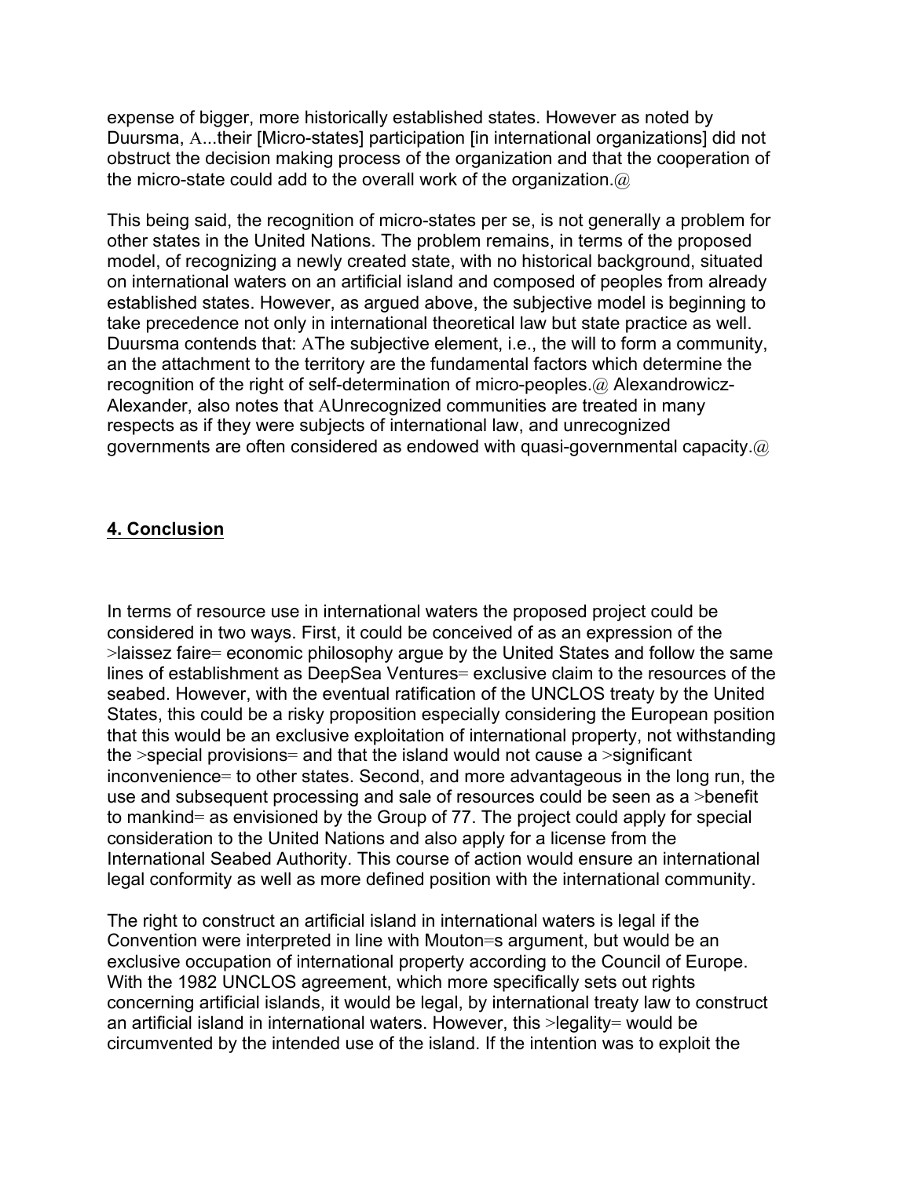expense of bigger, more historically established states. However as noted by Duursma, A...their [Micro-states] participation [in international organizations] did not obstruct the decision making process of the organization and that the cooperation of the micro-state could add to the overall work of the organization.@

This being said, the recognition of micro-states per se, is not generally a problem for other states in the United Nations. The problem remains, in terms of the proposed model, of recognizing a newly created state, with no historical background, situated on international waters on an artificial island and composed of peoples from already established states. However, as argued above, the subjective model is beginning to take precedence not only in international theoretical law but state practice as well. Duursma contends that: AThe subjective element, i.e., the will to form a community, an the attachment to the territory are the fundamental factors which determine the recognition of the right of self-determination of micro-peoples.@ Alexandrowicz-Alexander, also notes that AUnrecognized communities are treated in many respects as if they were subjects of international law, and unrecognized governments are often considered as endowed with quasi-governmental capacity.@

## 4. Conclusion

In terms of resource use in international waters the proposed project could be considered in two ways. First, it could be conceived of as an expression of the >laissez faire= economic philosophy argue by the United States and follow the same lines of establishment as DeepSea Ventures= exclusive claim to the resources of the seabed. However, with the eventual ratification of the UNCLOS treaty by the United States, this could be a risky proposition especially considering the European position that this would be an exclusive exploitation of international property, not withstanding the >special provisions= and that the island would not cause a >significant inconvenience= to other states. Second, and more advantageous in the long run, the use and subsequent processing and sale of resources could be seen as a >benefit to mankind= as envisioned by the Group of 77. The project could apply for special consideration to the United Nations and also apply for a license from the International Seabed Authority. This course of action would ensure an international legal conformity as well as more defined position with the international community.

The right to construct an artificial island in international waters is legal if the Convention were interpreted in line with Mouton=s argument, but would be an exclusive occupation of international property according to the Council of Europe. With the 1982 UNCLOS agreement, which more specifically sets out rights concerning artificial islands, it would be legal, by international treaty law to construct an artificial island in international waters. However, this >legality= would be circumvented by the intended use of the island. If the intention was to exploit the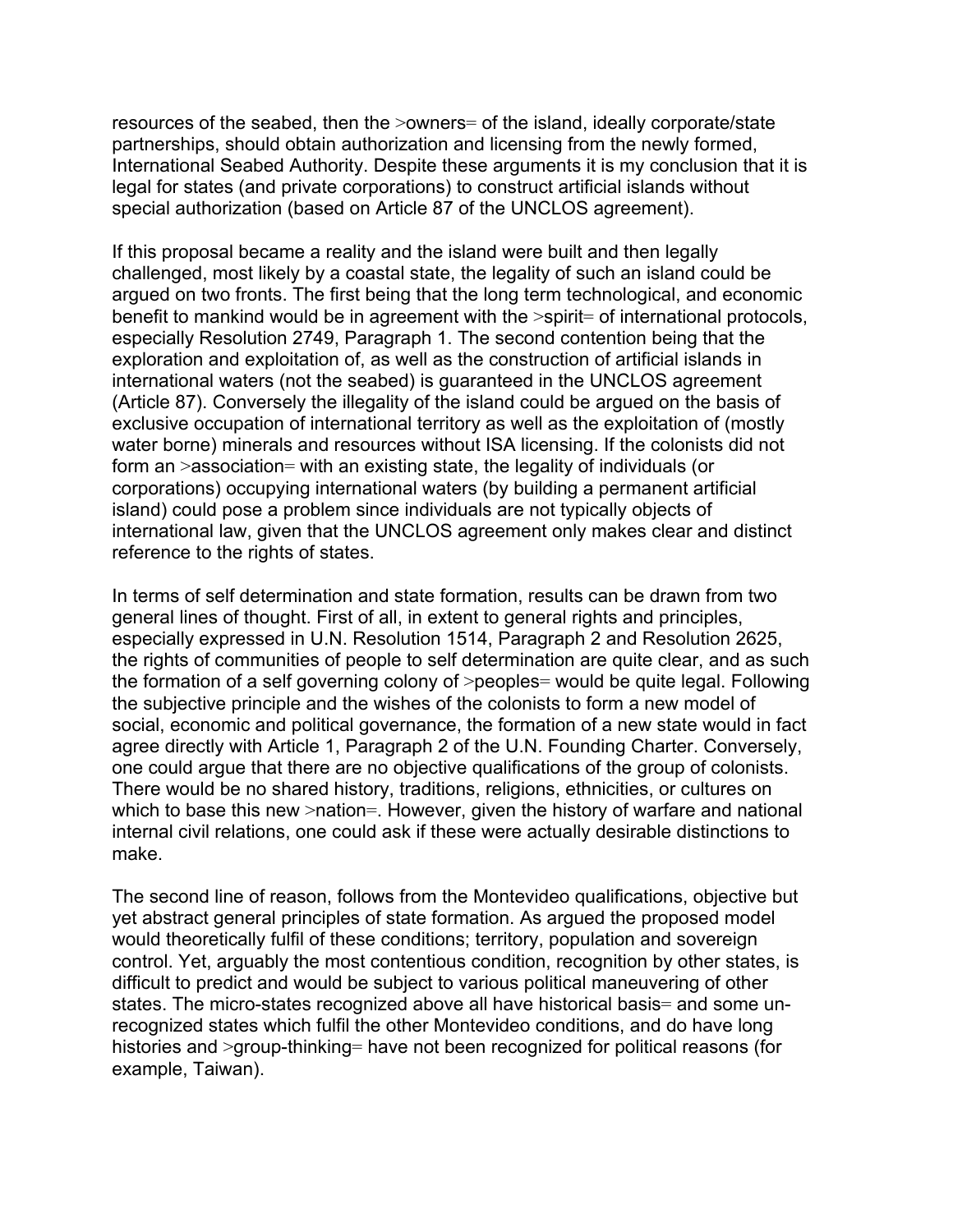resources of the seabed, then the >owners= of the island, ideally corporate/state partnerships, should obtain authorization and licensing from the newly formed, International Seabed Authority. Despite these arguments it is my conclusion that it is legal for states (and private corporations) to construct artificial islands without special authorization (based on Article 87 of the UNCLOS agreement).

If this proposal became a reality and the island were built and then legally challenged, most likely by a coastal state, the legality of such an island could be argued on two fronts. The first being that the long term technological, and economic benefit to mankind would be in agreement with the >spirit= of international protocols, especially Resolution 2749, Paragraph 1. The second contention being that the exploration and exploitation of, as well as the construction of artificial islands in international waters (not the seabed) is guaranteed in the UNCLOS agreement (Article 87). Conversely the illegality of the island could be argued on the basis of exclusive occupation of international territory as well as the exploitation of (mostly water borne) minerals and resources without ISA licensing. If the colonists did not form an >association= with an existing state, the legality of individuals (or corporations) occupying international waters (by building a permanent artificial island) could pose a problem since individuals are not typically objects of international law, given that the UNCLOS agreement only makes clear and distinct reference to the rights of states.

In terms of self determination and state formation, results can be drawn from two general lines of thought. First of all, in extent to general rights and principles, especially expressed in U.N. Resolution 1514, Paragraph 2 and Resolution 2625, the rights of communities of people to self determination are quite clear, and as such the formation of a self governing colony of >peoples= would be quite legal. Following the subjective principle and the wishes of the colonists to form a new model of social, economic and political governance, the formation of a new state would in fact agree directly with Article 1, Paragraph 2 of the U.N. Founding Charter. Conversely, one could argue that there are no objective qualifications of the group of colonists. There would be no shared history, traditions, religions, ethnicities, or cultures on which to base this new >nation=. However, given the history of warfare and national internal civil relations, one could ask if these were actually desirable distinctions to make.

The second line of reason, follows from the Montevideo qualifications, objective but yet abstract general principles of state formation. As argued the proposed model would theoretically fulfil of these conditions; territory, population and sovereign control. Yet, arguably the most contentious condition, recognition by other states, is difficult to predict and would be subject to various political maneuvering of other states. The micro-states recognized above all have historical basis= and some un-recognized states which fulfil the other Montevideo conditions, and do have long histories and >group-thinking= have not been recognized for political reasons (for example, Taiwan).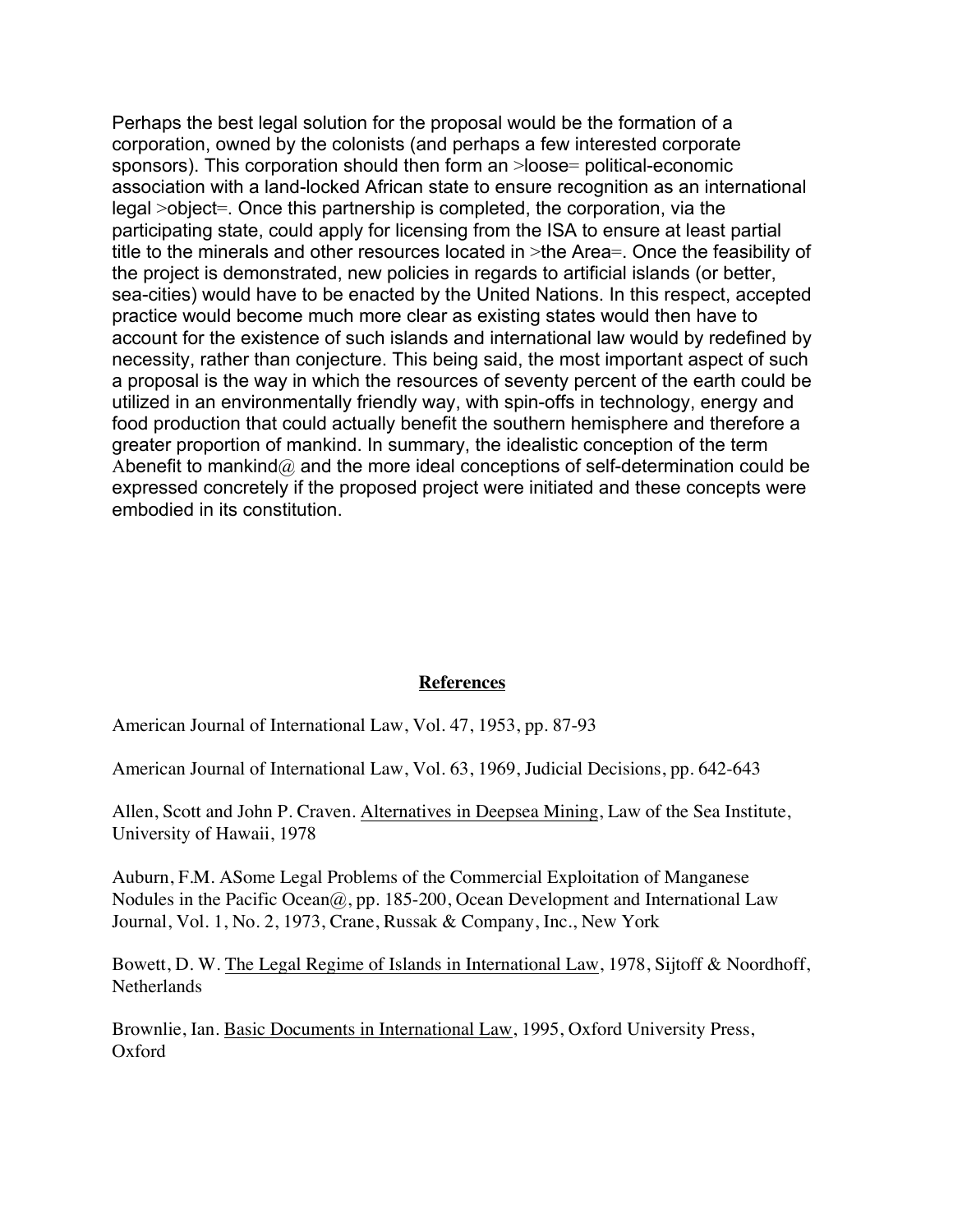Perhaps the best legal solution for the proposal would be the formation of a corporation, owned by the colonists (and perhaps a few interested corporate sponsors). This corporation should then form an >loose= political-economic association with a land-locked African state to ensure recognition as an international legal >object=. Once this partnership is completed, the corporation, via the participating state, could apply for licensing from the ISA to ensure at least partial title to the minerals and other resources located in >the Area=. Once the feasibility of the project is demonstrated, new policies in regards to artificial islands (or better, sea-cities) would have to be enacted by the United Nations. In this respect, accepted practice would become much more clear as existing states would then have to account for the existence of such islands and international law would by redefined by necessity, rather than conjecture. This being said, the most important aspect of such a proposal is the way in which the resources of seventy percent of the earth could be utilized in an environmentally friendly way, with spin-offs in technology, energy and food production that could actually benefit the southern hemisphere and therefore a greater proportion of mankind. In summary, the idealistic conception of the term Abenefit to mankind@ and the more ideal conceptions of self-determination could be expressed concretely if the proposed project were initiated and these concepts were embodied in its constitution.

## References

American Journal of International Law, Vol. 47, 1953, pp. 87-93

American Journal of International Law, Vol. 63, 1969, Judicial Decisions, pp. 642-643

Allen, Scott and John P. Craven. Alternatives in Deepsea Mining, Law of the Sea Institute, University of Hawaii, 1978

Auburn, F.M. ASome Legal Problems of the Commercial Exploitation of Manganese Nodules in the Pacific Ocean@, pp. 185-200, Ocean Development and International Law Journal, Vol. 1, No. 2, 1973, Crane, Russak & Company, Inc., New York

Bowett, D. W. The Legal Regime of Islands in International Law, 1978, Sijtoff & Noordhoff, Netherlands

Brownlie, Ian. Basic Documents in International Law, 1995, Oxford University Press, Oxford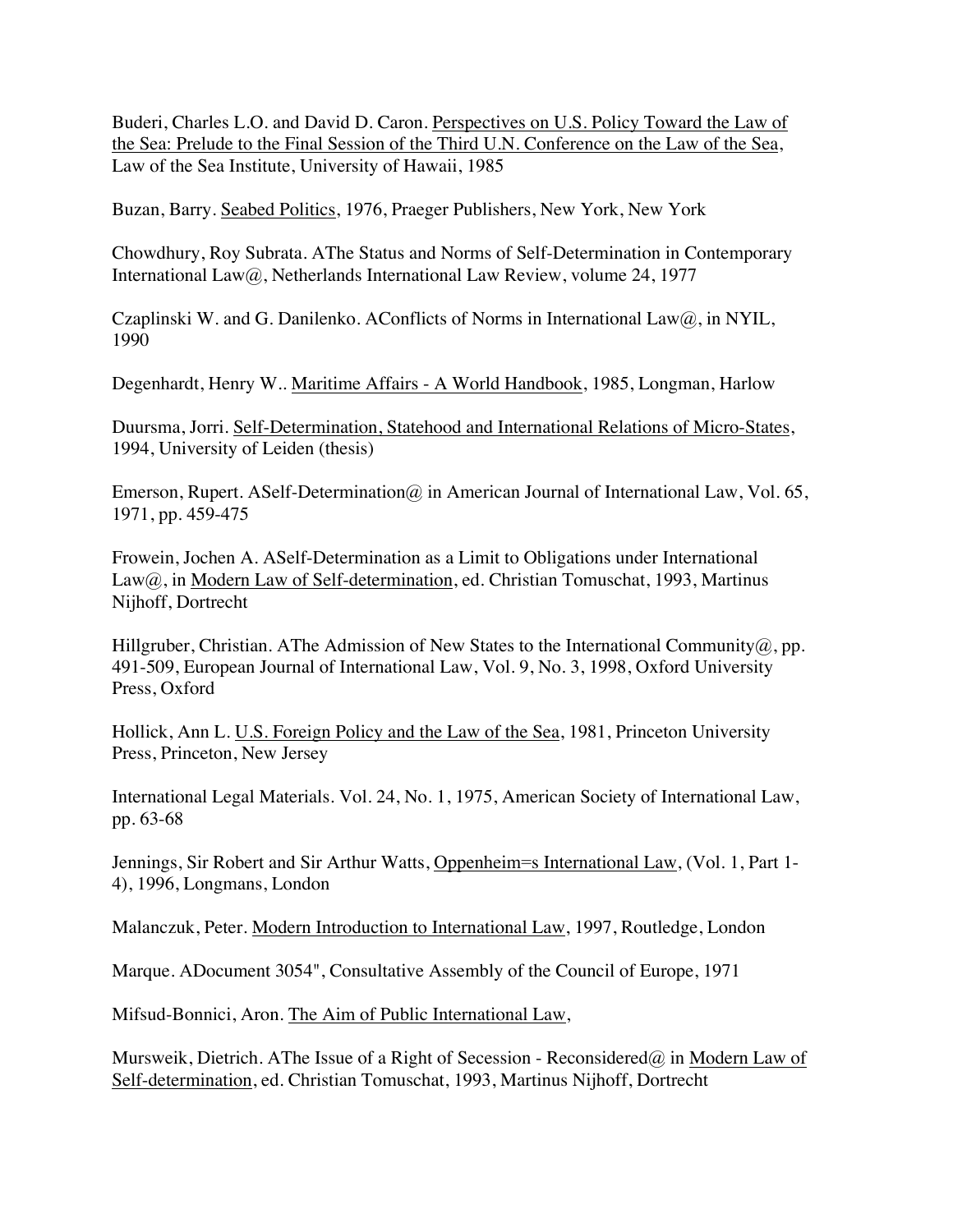Buderi, Charles L.O. and David D. Caron. Perspectives on U.S. Policy Toward the Law of the Sea: Prelude to the Final Session of the Third U.N. Conference on the Law of the Sea, Law of the Sea Institute, University of Hawaii, 1985

Buzan, Barry. Seabed Politics, 1976, Praeger Publishers, New York, New York

Chowdhury, Roy Subrata. AThe Status and Norms of Self-Determination in Contemporary International Law@, Netherlands International Law Review, volume 24, 1977

Czaplinski W. and G. Danilenko. AConflicts of Norms in International Law@, in NYIL, 1990

Degenhardt, Henry W.. Maritime Affairs - A World Handbook, 1985, Longman, Harlow

Duursma, Jorri. Self-Determination, Statehood and International Relations of Micro-States, 1994, University of Leiden (thesis)

Emerson, Rupert. ASelf-Determination@ in American Journal of International Law, Vol. 65, 1971, pp. 459-475

Frowein, Jochen A. ASelf-Determination as a Limit to Obligations under International Law@, in Modern Law of Self-determination, ed. Christian Tomuschat, 1993, Martinus Nijhoff, Dortrecht

Hillgruber, Christian. AThe Admission of New States to the International Community@, pp. 491-509, European Journal of International Law, Vol. 9, No. 3, 1998, Oxford University Press, Oxford

Hollick, Ann L. U.S. Foreign Policy and the Law of the Sea, 1981, Princeton University Press, Princeton, New Jersey

International Legal Materials. Vol. 24, No. 1, 1975, American Society of International Law, pp. 63-68

Jennings, Sir Robert and Sir Arthur Watts, Oppenheim=s International Law, (Vol. 1, Part 1-4), 1996, Longmans, London

Malanczuk, Peter. Modern Introduction to International Law, 1997, Routledge, London

Marque. ADocument 3054", Consultative Assembly of the Council of Europe, 1971

Mifsud-Bonnici, Aron. The Aim of Public International Law,

Mursweik, Dietrich. AThe Issue of a Right of Secession - Reconsidered@ in Modern Law of Self-determination, ed. Christian Tomuschat, 1993, Martinus Nijhoff, Dortrecht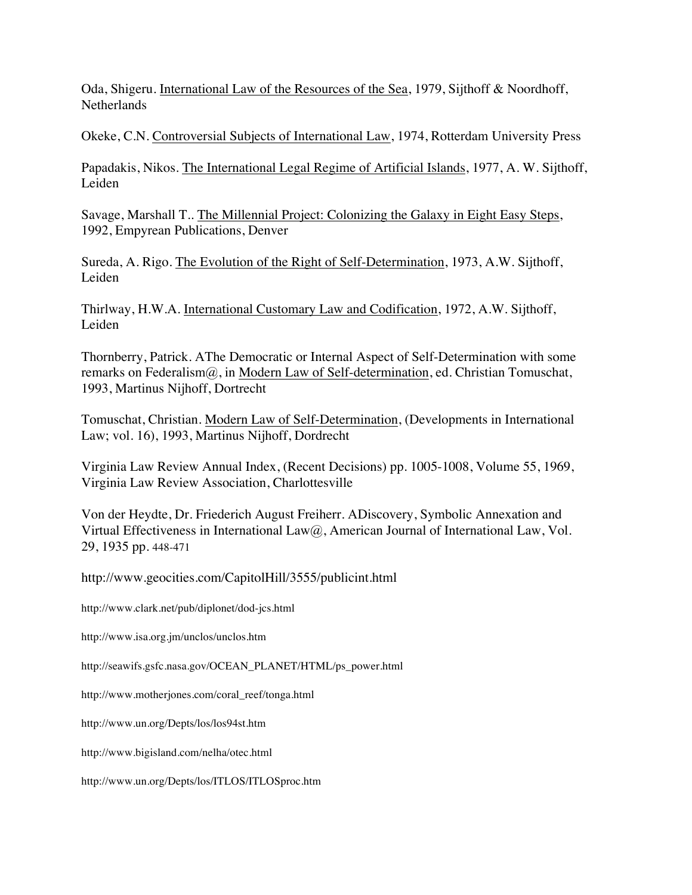Oda, Shigeru. International Law of the Resources of the Sea, 1979, Sijthoff & Noordhoff, Netherlands

Okeke, C.N. Controversial Subjects of International Law, 1974, Rotterdam University Press

Papadakis, Nikos. The International Legal Regime of Artificial Islands, 1977, A. W. Sijthoff, Leiden

Savage, Marshall T.. The Millennial Project: Colonizing the Galaxy in Eight Easy Steps, 1992, Empyrean Publications, Denver

Sureda, A. Rigo. The Evolution of the Right of Self-Determination, 1973, A.W. Sijthoff, Leiden

Thirlway, H.W.A. International Customary Law and Codification, 1972, A.W. Sijthoff, Leiden

Thornberry, Patrick. AThe Democratic or Internal Aspect of Self-Determination with some remarks on Federalism@, in Modern Law of Self-determination, ed. Christian Tomuschat, 1993, Martinus Nijhoff, Dortrecht

Tomuschat, Christian. Modern Law of Self-Determination, (Developments in International Law; vol. 16), 1993, Martinus Nijhoff, Dordrecht

Virginia Law Review Annual Index, (Recent Decisions) pp. 1005-1008, Volume 55, 1969, Virginia Law Review Association, Charlottesville

Von der Heydte, Dr. Friederich August Freiherr. ADiscovery, Symbolic Annexation and Virtual Effectiveness in International Law@, American Journal of International Law, Vol. 29, 1935 pp. 448-471

http://www.geocities.com/CapitolHill/3555/publicint.html

http://www.clark.net/pub/diplonet/dod-jcs.html

http://www.isa.org.jm/unclos/unclos.htm

http://seawifs.gsfc.nasa.gov/OCEAN_PLANET/HTML/ps_power.html

http://www.motherjones.com/coral_reef/tonga.html

http://www.un.org/Depts/los/los94st.htm

http://www.bigisland.com/nelha/otec.html

http://www.un.org/Depts/los/ITLOS/ITLOSproc.htm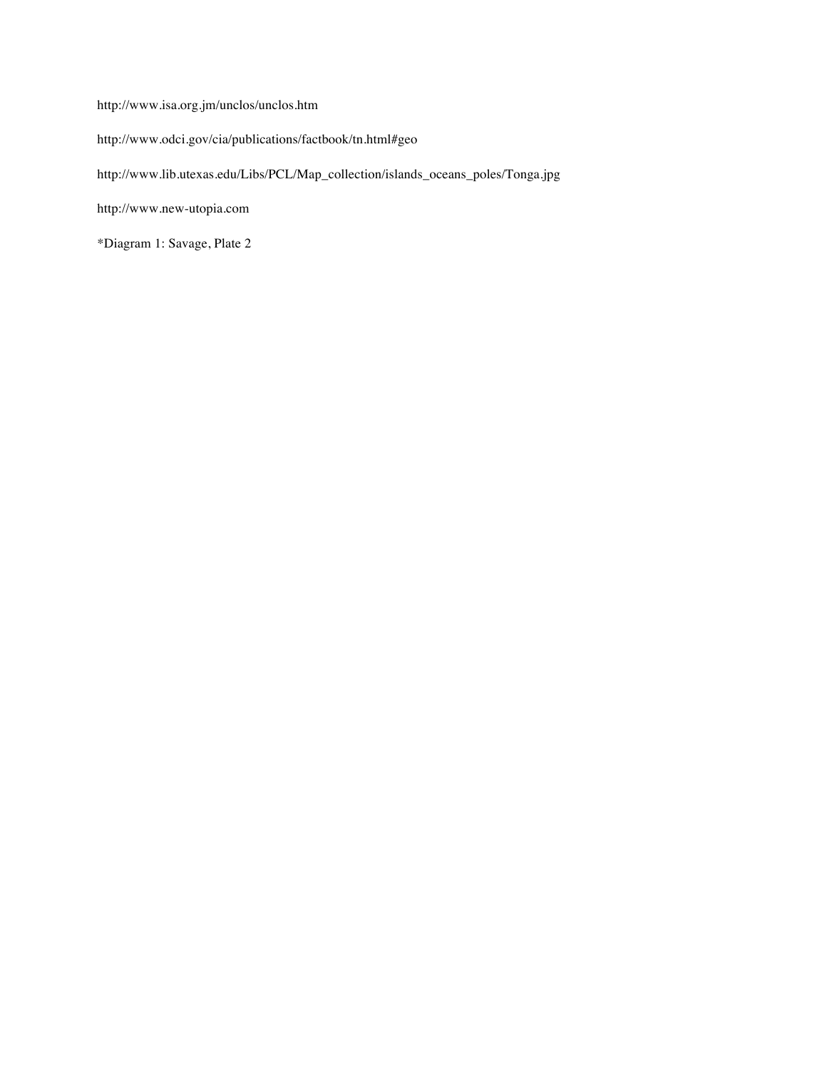http://www.isa.org.jm/unclos/unclos.htm

http://www.odci.gov/cia/publications/factbook/tn.html#geo

http://www.lib.utexas.edu/Libs/PCL/Map_collection/islands_oceans_poles/Tonga.jpg

http://www.new-utopia.com

*Diagram 1: Savage, Plate 2